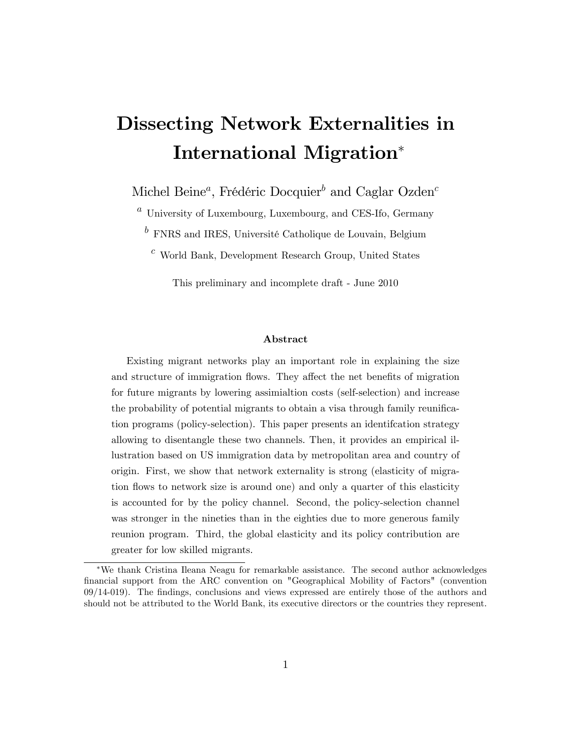# Dissecting Network Externalities in International Migration*

Michel Beine[a], Frédéric Docquier[b] and Caglar Ozden[c]

[a] University of Luxembourg, Luxembourg, and CES-Ifo, Germany

[b] FNRS and IRES, Université Catholique de Louvain, Belgium

[c] World Bank, Development Research Group, United States

This preliminary and incomplete draft - June 2010

### Abstract

Existing migrant networks play an important role in explaining the size and structure of immigration flows. They affect the net benefits of migration for future migrants by lowering assimialtion costs (self-selection) and increase the probability of potential migrants to obtain a visa through family reunification programs (policy-selection). This paper presents an identifcation strategy allowing to disentangle these two channels. Then, it provides an empirical illustration based on US immigration data by metropolitan area and country of origin. First, we show that network externality is strong (elasticity of migration flows to network size is around one) and only a quarter of this elasticity is accounted for by the policy channel. Second, the policy-selection channel was stronger in the nineties than in the eighties due to more generous family reunion program. Third, the global elasticity and its policy contribution are greater for low skilled migrants.

*We thank Cristina Ileana Neagu for remarkable assistance. The second author acknowledges financial support from the ARC convention on "Geographical Mobility of Factors" (convention 09/14-019). The findings, conclusions and views expressed are entirely those of the authors and should not be attributed to the World Bank, its executive directors or the countries they represent.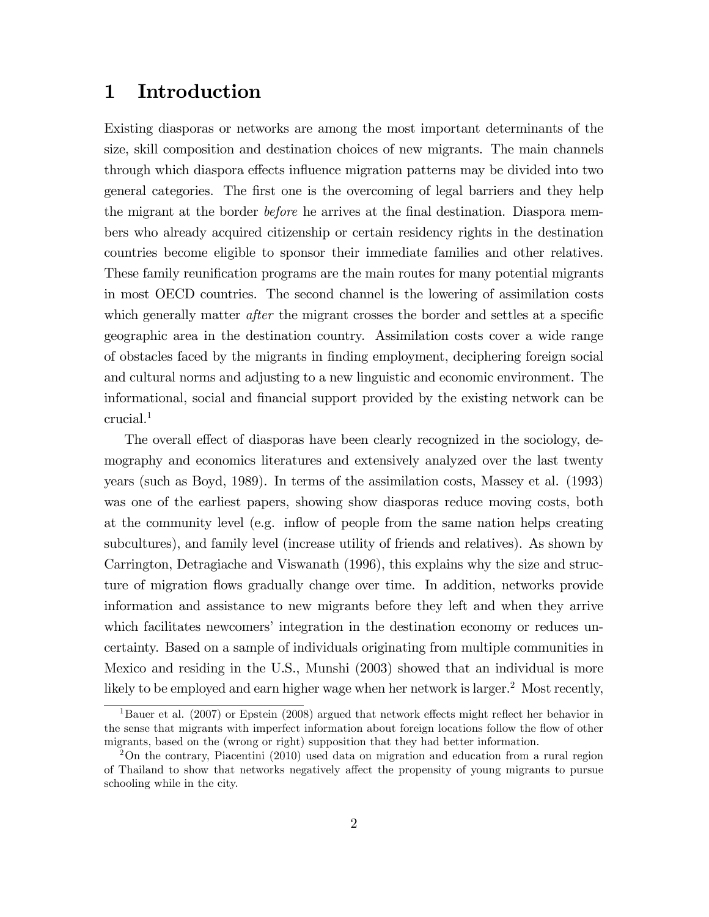# 1 Introduction

Existing diasporas or networks are among the most important determinants of the size, skill composition and destination choices of new migrants. The main channels through which diaspora effects influence migration patterns may be divided into two general categories. The first one is the overcoming of legal barriers and they help the migrant at the border *before* he arrives at the final destination. Diaspora members who already acquired citizenship or certain residency rights in the destination countries become eligible to sponsor their immediate families and other relatives. These family reunification programs are the main routes for many potential migrants in most OECD countries. The second channel is the lowering of assimilation costs which generally matter *after* the migrant crosses the border and settles at a specific geographic area in the destination country. Assimilation costs cover a wide range of obstacles faced by the migrants in finding employment, deciphering foreign social and cultural norms and adjusting to a new linguistic and economic environment. The informational, social and financial support provided by the existing network can be crucial.[1]

The overall effect of diasporas have been clearly recognized in the sociology, demography and economics literatures and extensively analyzed over the last twenty years (such as Boyd, 1989). In terms of the assimilation costs, Massey et al. (1993) was one of the earliest papers, showing show diasporas reduce moving costs, both at the community level (e.g. inflow of people from the same nation helps creating subcultures), and family level (increase utility of friends and relatives). As shown by Carrington, Detragiache and Viswanath (1996), this explains why the size and structure of migration flows gradually change over time. In addition, networks provide information and assistance to new migrants before they left and when they arrive which facilitates newcomers' integration in the destination economy or reduces uncertainty. Based on a sample of individuals originating from multiple communities in Mexico and residing in the U.S., Munshi (2003) showed that an individual is more likely to be employed and earn higher wage when her network is larger.[2] Most recently,

[1] Bauer et al. (2007) or Epstein (2008) argued that network effects might reflect her behavior in the sense that migrants with imperfect information about foreign locations follow the flow of other migrants, based on the (wrong or right) supposition that they had better information.

[2] On the contrary, Piacentini (2010) used data on migration and education from a rural region of Thailand to show that networks negatively affect the propensity of young migrants to pursue schooling while in the city.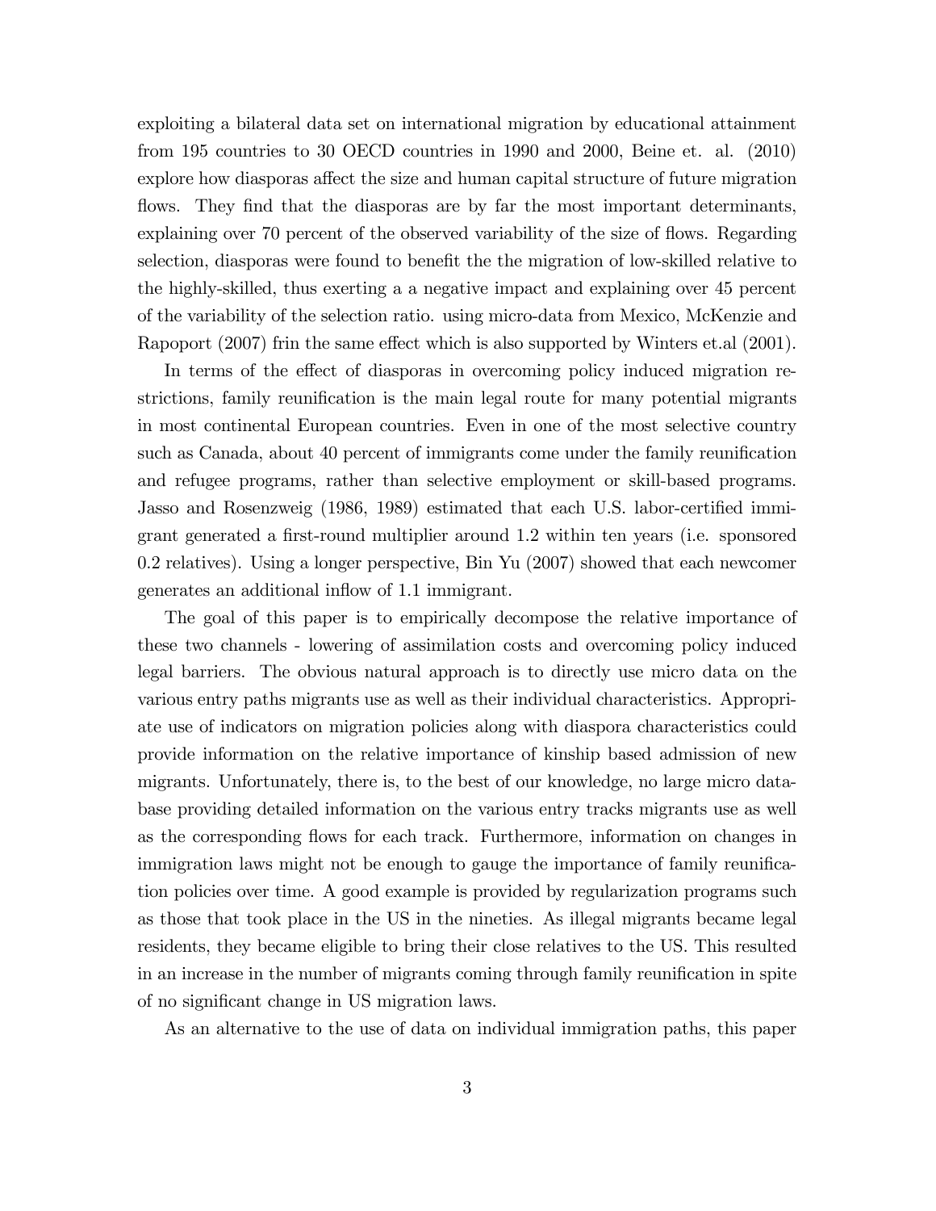exploiting a bilateral data set on international migration by educational attainment from 195 countries to 30 OECD countries in 1990 and 2000, Beine et. al. (2010) explore how diasporas affect the size and human capital structure of future migration flows. They find that the diasporas are by far the most important determinants, explaining over 70 percent of the observed variability of the size of flows. Regarding selection, diasporas were found to benefit the the migration of low-skilled relative to the highly-skilled, thus exerting a a negative impact and explaining over 45 percent of the variability of the selection ratio. using micro-data from Mexico, McKenzie and Rapoport (2007) frin the same effect which is also supported by Winters et.al (2001).

In terms of the effect of diasporas in overcoming policy induced migration restrictions, family reunification is the main legal route for many potential migrants in most continental European countries. Even in one of the most selective country such as Canada, about 40 percent of immigrants come under the family reunification and refugee programs, rather than selective employment or skill-based programs. Jasso and Rosenzweig (1986, 1989) estimated that each U.S. labor-certified immigrant generated a first-round multiplier around 1.2 within ten years (i.e. sponsored 0.2 relatives). Using a longer perspective, Bin Yu (2007) showed that each newcomer generates an additional inflow of 1.1 immigrant.

The goal of this paper is to empirically decompose the relative importance of these two channels - lowering of assimilation costs and overcoming policy induced legal barriers. The obvious natural approach is to directly use micro data on the various entry paths migrants use as well as their individual characteristics. Appropriate use of indicators on migration policies along with diaspora characteristics could provide information on the relative importance of kinship based admission of new migrants. Unfortunately, there is, to the best of our knowledge, no large micro database providing detailed information on the various entry tracks migrants use as well as the corresponding flows for each track. Furthermore, information on changes in immigration laws might not be enough to gauge the importance of family reunification policies over time. A good example is provided by regularization programs such as those that took place in the US in the nineties. As illegal migrants became legal residents, they became eligible to bring their close relatives to the US. This resulted in an increase in the number of migrants coming through family reunification in spite of no significant change in US migration laws.

As an alternative to the use of data on individual immigration paths, this paper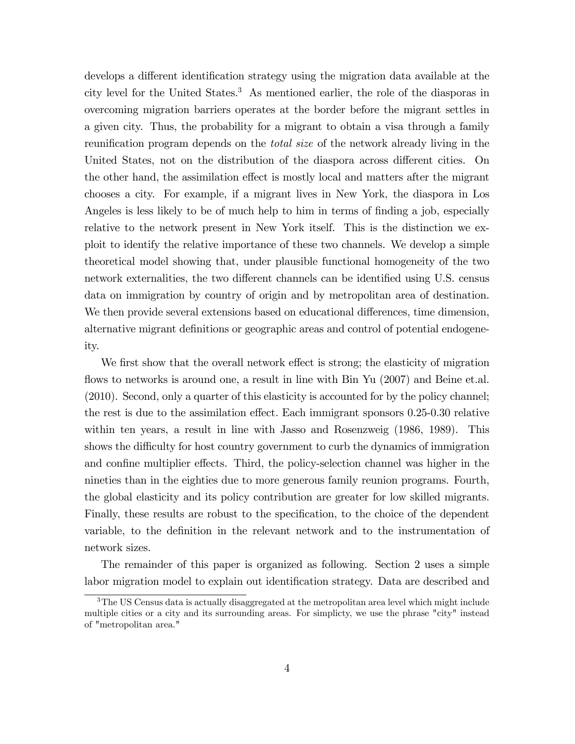develops a different identification strategy using the migration data available at the city level for the United States.[3] As mentioned earlier, the role of the diasporas in overcoming migration barriers operates at the border before the migrant settles in a given city. Thus, the probability for a migrant to obtain a visa through a family reunification program depends on the *total size* of the network already living in the United States, not on the distribution of the diaspora across different cities. On the other hand, the assimilation effect is mostly local and matters after the migrant chooses a city. For example, if a migrant lives in New York, the diaspora in Los Angeles is less likely to be of much help to him in terms of finding a job, especially relative to the network present in New York itself. This is the distinction we exploit to identify the relative importance of these two channels. We develop a simple theoretical model showing that, under plausible functional homogeneity of the two network externalities, the two different channels can be identified using U.S. census data on immigration by country of origin and by metropolitan area of destination. We then provide several extensions based on educational differences, time dimension, alternative migrant definitions or geographic areas and control of potential endogeneity.

We first show that the overall network effect is strong; the elasticity of migration flows to networks is around one, a result in line with Bin Yu (2007) and Beine et.al. (2010). Second, only a quarter of this elasticity is accounted for by the policy channel; the rest is due to the assimilation effect. Each immigrant sponsors 0.25-0.30 relative within ten years, a result in line with Jasso and Rosenzweig (1986, 1989). This shows the difficulty for host country government to curb the dynamics of immigration and confine multiplier effects. Third, the policy-selection channel was higher in the nineties than in the eighties due to more generous family reunion programs. Fourth, the global elasticity and its policy contribution are greater for low skilled migrants. Finally, these results are robust to the specification, to the choice of the dependent variable, to the definition in the relevant network and to the instrumentation of network sizes.

The remainder of this paper is organized as following. Section 2 uses a simple labor migration model to explain out identification strategy. Data are described and

[3] The US Census data is actually disaggregated at the metropolitan area level which might include multiple cities or a city and its surrounding areas. For simplicty, we use the phrase "city" instead of "metropolitan area."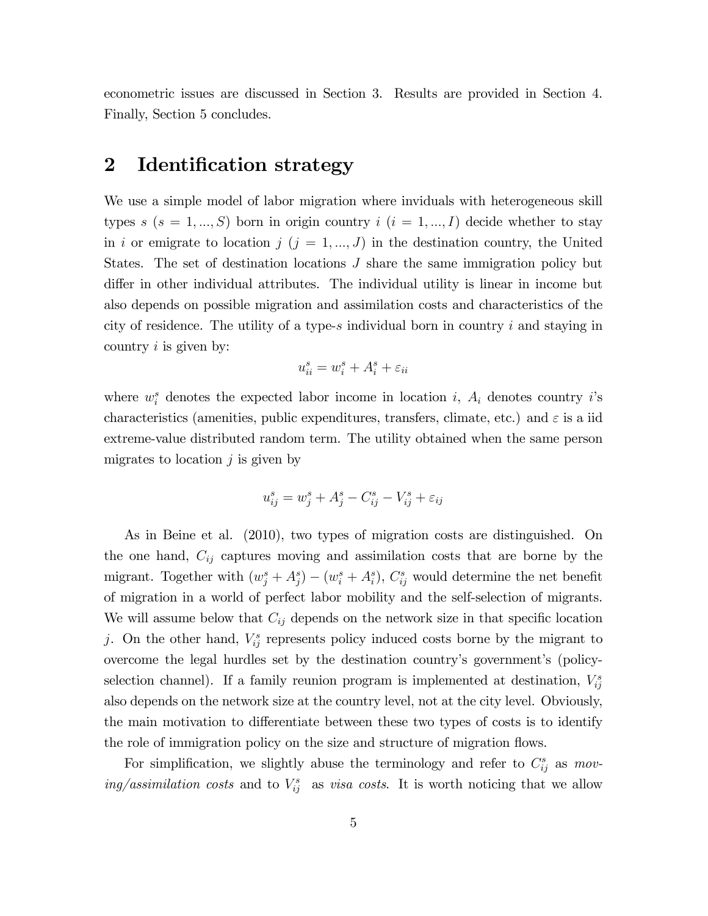econometric issues are discussed in Section 3. Results are provided in Section 4. Finally, Section 5 concludes.

# 2 Identification strategy

We use a simple model of labor migration where inviduals with heterogeneous skill types $s$ ($s = 1, ..., S$) born in origin country $i$ ($i = 1, ..., I$) decide whether to stay in $i$ or emigrate to location $j$ ($j = 1, ..., J$) in the destination country, the United States. The set of destination locations $J$ share the same immigration policy but differ in other individual attributes. The individual utility is linear in income but also depends on possible migration and assimilation costs and characteristics of the city of residence. The utility of a type-$s$ individual born in country $i$ and staying in country $i$ is given by:

$$u_{ii}^s = w_i^s + A_i^s + \varepsilon_{ii}$$

where $w_i^s$ denotes the expected labor income in location $i$, $A_i$ denotes country $i$'s characteristics (amenities, public expenditures, transfers, climate, etc.) and $\varepsilon$ is a iid extreme-value distributed random term. The utility obtained when the same person migrates to location $j$ is given by

$$u_{ij}^s = w_j^s + A_j^s - C_{ij}^s - V_{ij}^s + \varepsilon_{ij}$$

As in Beine et al. (2010), two types of migration costs are distinguished. On the one hand, $C_{ij}$ captures moving and assimilation costs that are borne by the migrant. Together with $(w_j^s + A_j^s) - (w_i^s + A_i^s)$, $C_{ij}^s$ would determine the net benefit of migration in a world of perfect labor mobility and the self-selection of migrants. We will assume below that $C_{ij}$ depends on the network size in that specific location $j$. On the other hand, $V_{ij}^s$ represents policy induced costs borne by the migrant to overcome the legal hurdles set by the destination country's government's (policy-selection channel). If a family reunion program is implemented at destination, $V_{ij}^s$ also depends on the network size at the country level, not at the city level. Obviously, the main motivation to differentiate between these two types of costs is to identify the role of immigration policy on the size and structure of migration flows.

For simplification, we slightly abuse the terminology and refer to $C_{ij}^s$ as *moving/assimilation costs* and to $V_{ij}^s$ as *visa costs*. It is worth noticing that we allow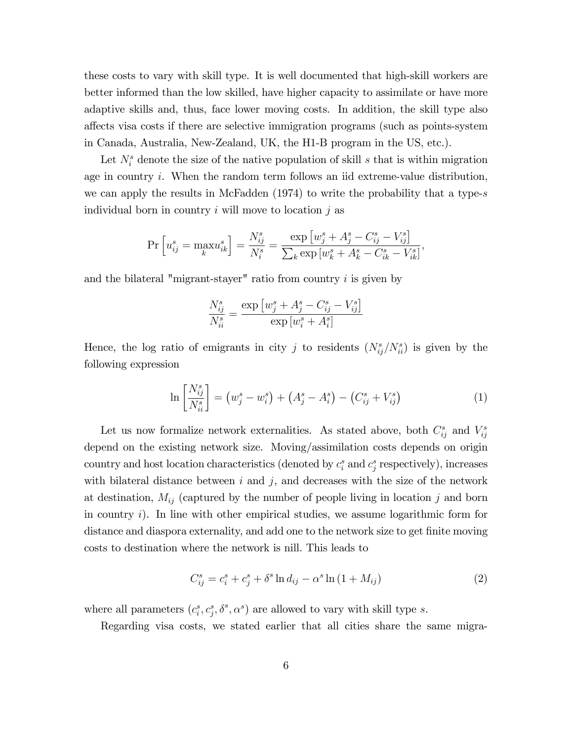these costs to vary with skill type. It is well documented that high-skill workers are better informed than the low skilled, have higher capacity to assimilate or have more adaptive skills and, thus, face lower moving costs. In addition, the skill type also affects visa costs if there are selective immigration programs (such as points-system in Canada, Australia, New-Zealand, UK, the H1-B program in the US, etc.).

Let $N_i^s$ denote the size of the native population of skill $s$ that is within migration age in country $i$. When the random term follows an iid extreme-value distribution, we can apply the results in McFadden (1974) to write the probability that a type-$s$ individual born in country $i$ will move to location $j$ as

$$\Pr\left[u_{ij}^s = \max_k u_{ik}^s\right] = \frac{N_{ij}^s}{N_i^s} = \frac{\exp\left[w_j^s + A_j^s - C_{ij}^s - V_{ij}^s\right]}{\sum_k \exp\left[w_k^s + A_k^s - C_{ik}^s - V_{ik}^s\right]},$$

and the bilateral "migrant-stayer" ratio from country $i$ is given by

$$\frac{N_{ij}^s}{N_{ii}^s} = \frac{\exp\left[w_j^s + A_j^s - C_{ij}^s - V_{ij}^s\right]}{\exp\left[w_i^s + A_i^s\right]}$$

Hence, the log ratio of emigrants in city $j$ to residents ($N_{ij}^s/N_{ii}^s$) is given by the following expression

$$\ln\left[\frac{N_{ij}^s}{N_{ii}^s}\right] = \left(w_j^s - w_i^s\right) + \left(A_j^s - A_i^s\right) - \left(C_{ij}^s + V_{ij}^s\right) \tag{1}$$

Let us now formalize network externalities. As stated above, both $C_{ij}^s$ and $V_{ij}^s$ depend on the existing network size. Moving/assimilation costs depends on origin country and host location characteristics (denoted by $c_i^s$ and $c_j^s$ respectively), increases with bilateral distance between $i$ and $j$, and decreases with the size of the network at destination, $M_{ij}$ (captured by the number of people living in location $j$ and born in country $i$). In line with other empirical studies, we assume logarithmic form for distance and diaspora externality, and add one to the network size to get finite moving costs to destination where the network is nill. This leads to

$$C_{ij}^s = c_i^s + c_j^s + \delta^s \ln d_{ij} - \alpha^s \ln\left(1 + M_{ij}\right) \tag{2}$$

where all parameters ($c_i^s, c_j^s, \delta^s, \alpha^s$) are allowed to vary with skill type $s$.

Regarding visa costs, we stated earlier that all cities share the same migra-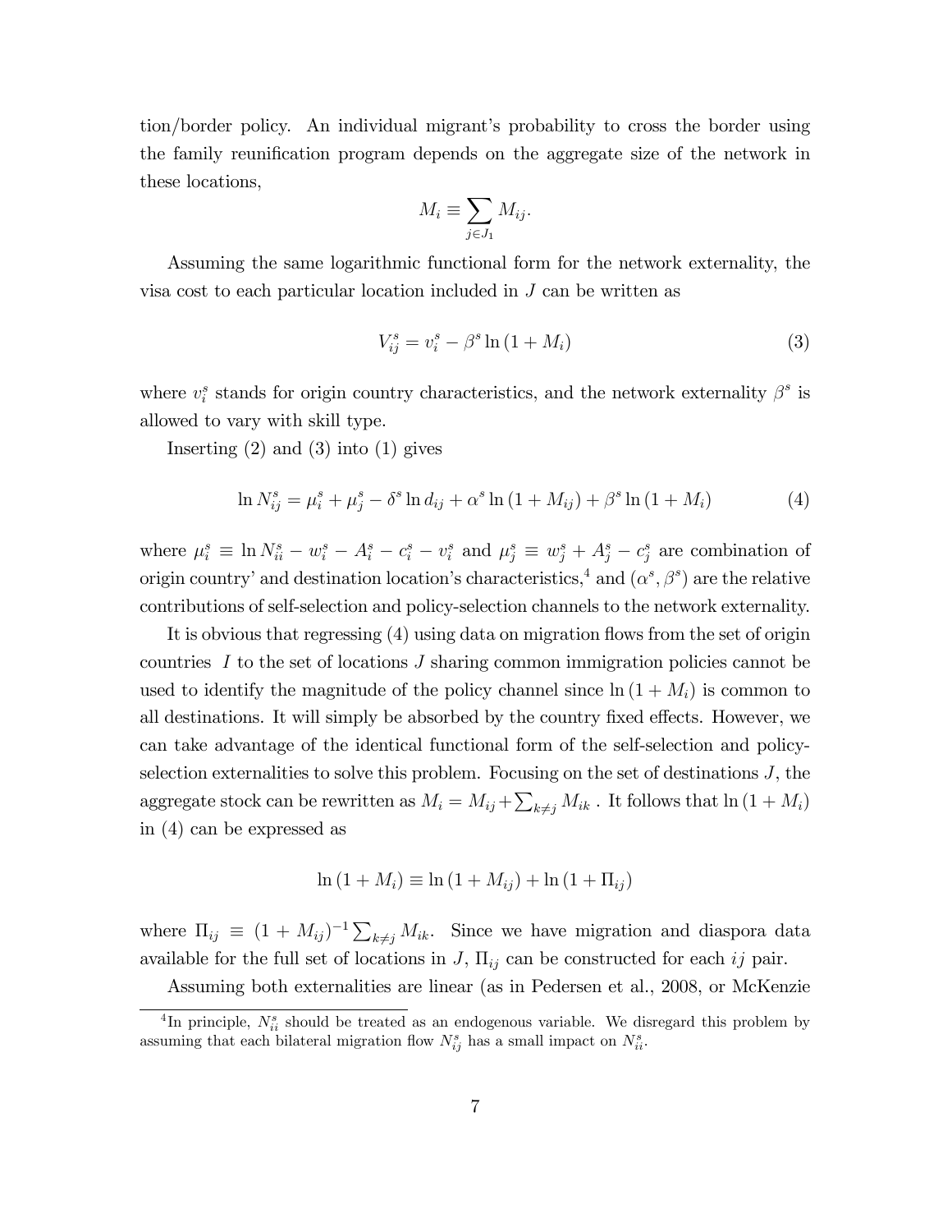tion/border policy. An individual migrant's probability to cross the border using the family reunification program depends on the aggregate size of the network in these locations,

$$M_i \equiv \sum_{j \in J_1} M_{ij}.$$

Assuming the same logarithmic functional form for the network externality, the visa cost to each particular location included in $J$ can be written as

$$V_{ij}^s = v_i^s - \beta^s \ln(1 + M_i) \tag{3}$$

where $v_i^s$ stands for origin country characteristics, and the network externality $\beta^s$ is allowed to vary with skill type.

Inserting (2) and (3) into (1) gives

$$\ln N_{ij}^s = \mu_i^s + \mu_j^s - \delta^s \ln d_{ij} + \alpha^s \ln(1 + M_{ij}) + \beta^s \ln(1 + M_i) \tag{4}$$

where $\mu_i^s \equiv \ln N_{ii}^s - w_i^s - A_i^s - c_i^s - v_i^s$ and $\mu_j^s \equiv w_j^s + A_j^s - c_j^s$ are combination of origin country' and destination location's characteristics,[4] and $(\alpha^s, \beta^s)$ are the relative contributions of self-selection and policy-selection channels to the network externality.

It is obvious that regressing (4) using data on migration flows from the set of origin countries $I$ to the set of locations $J$ sharing common immigration policies cannot be used to identify the magnitude of the policy channel since $\ln(1 + M_i)$ is common to all destinations. It will simply be absorbed by the country fixed effects. However, we can take advantage of the identical functional form of the self-selection and policy-selection externalities to solve this problem. Focusing on the set of destinations $J$, the aggregate stock can be rewritten as $M_i = M_{ij} + \sum_{k \neq j} M_{ik}$ . It follows that $\ln(1 + M_i)$ in (4) can be expressed as

$$\ln(1 + M_i) \equiv \ln(1 + M_{ij}) + \ln(1 + \Pi_{ij})$$

where $\Pi_{ij} \equiv (1 + M_{ij})^{-1} \sum_{k \neq j} M_{ik}$. Since we have migration and diaspora data available for the full set of locations in $J$, $\Pi_{ij}$ can be constructed for each $ij$ pair.

Assuming both externalities are linear (as in Pedersen et al., 2008, or McKenzie

[4] In principle, $N_{ii}^s$ should be treated as an endogenous variable. We disregard this problem by assuming that each bilateral migration flow $N_{ij}^s$ has a small impact on $N_{ii}^s$.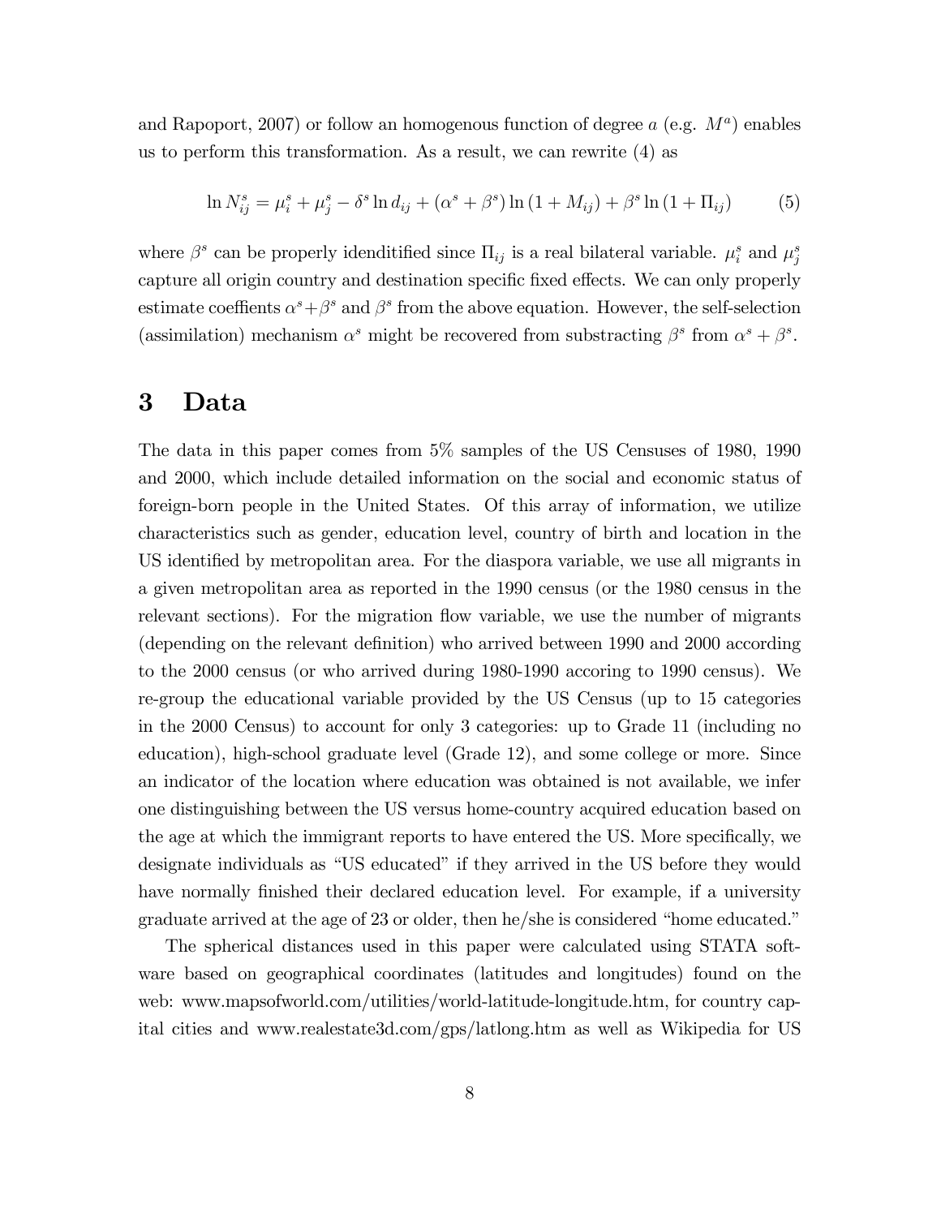and Rapoport, 2007) or follow an homogenous function of degree $a$ (e.g. $M^a$) enables us to perform this transformation. As a result, we can rewrite (4) as

$$\ln N_{ij}^s = \mu_i^s + \mu_j^s - \delta^s \ln d_{ij} + (\alpha^s + \beta^s) \ln (1 + M_{ij}) + \beta^s \ln (1 + \Pi_{ij}) \tag{5}$$

where $\beta^s$ can be properly idenditified since $\Pi_{ij}$ is a real bilateral variable. $\mu_i^s$ and $\mu_j^s$ capture all origin country and destination specific fixed effects. We can only properly estimate coeffients $\alpha^s + \beta^s$ and $\beta^s$ from the above equation. However, the self-selection (assimilation) mechanism $\alpha^s$ might be recovered from substracting $\beta^s$ from $\alpha^s + \beta^s$.

# 3 Data

The data in this paper comes from 5% samples of the US Censuses of 1980, 1990 and 2000, which include detailed information on the social and economic status of foreign-born people in the United States. Of this array of information, we utilize characteristics such as gender, education level, country of birth and location in the US identified by metropolitan area. For the diaspora variable, we use all migrants in a given metropolitan area as reported in the 1990 census (or the 1980 census in the relevant sections). For the migration flow variable, we use the number of migrants (depending on the relevant definition) who arrived between 1990 and 2000 according to the 2000 census (or who arrived during 1980-1990 accoring to 1990 census). We re-group the educational variable provided by the US Census (up to 15 categories in the 2000 Census) to account for only 3 categories: up to Grade 11 (including no education), high-school graduate level (Grade 12), and some college or more. Since an indicator of the location where education was obtained is not available, we infer one distinguishing between the US versus home-country acquired education based on the age at which the immigrant reports to have entered the US. More specifically, we designate individuals as "US educated" if they arrived in the US before they would have normally finished their declared education level. For example, if a university graduate arrived at the age of 23 or older, then he/she is considered "home educated."

The spherical distances used in this paper were calculated using STATA software based on geographical coordinates (latitudes and longitudes) found on the web: www.mapsofworld.com/utilities/world-latitude-longitude.htm, for country capital cities and www.realestate3d.com/gps/latlong.htm as well as Wikipedia for US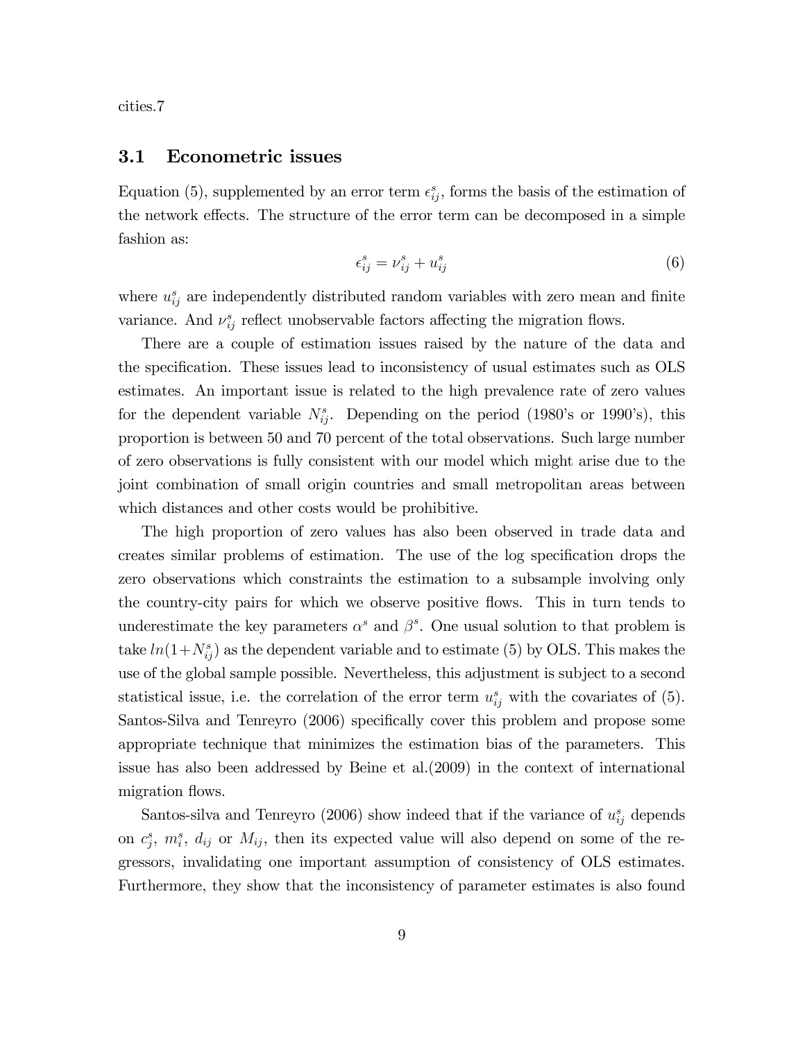cities.7

## 3.1 Econometric issues

Equation (5), supplemented by an error term $\epsilon_{ij}^s$, forms the basis of the estimation of the network effects. The structure of the error term can be decomposed in a simple fashion as:

$$\epsilon_{ij}^s = \nu_{ij}^s + u_{ij}^s \tag{6}$$

where $u_{ij}^s$ are independently distributed random variables with zero mean and finite variance. And $\nu_{ij}^s$ reflect unobservable factors affecting the migration flows.

There are a couple of estimation issues raised by the nature of the data and the specification. These issues lead to inconsistency of usual estimates such as OLS estimates. An important issue is related to the high prevalence rate of zero values for the dependent variable $N_{ij}^s$. Depending on the period (1980's or 1990's), this proportion is between 50 and 70 percent of the total observations. Such large number of zero observations is fully consistent with our model which might arise due to the joint combination of small origin countries and small metropolitan areas between which distances and other costs would be prohibitive.

The high proportion of zero values has also been observed in trade data and creates similar problems of estimation. The use of the log specification drops the zero observations which constraints the estimation to a subsample involving only the country-city pairs for which we observe positive flows. This in turn tends to underestimate the key parameters $\alpha^s$ and $\beta^s$. One usual solution to that problem is take $ln(1+N_{ij}^s)$ as the dependent variable and to estimate (5) by OLS. This makes the use of the global sample possible. Nevertheless, this adjustment is subject to a second statistical issue, i.e. the correlation of the error term $u_{ij}^s$ with the covariates of (5). Santos-Silva and Tenreyro (2006) specifically cover this problem and propose some appropriate technique that minimizes the estimation bias of the parameters. This issue has also been addressed by Beine et al.(2009) in the context of international migration flows.

Santos-silva and Tenreyro (2006) show indeed that if the variance of $u_{ij}^s$ depends on $c_j^s$, $m_i^s$, $d_{ij}$ or $M_{ij}$, then its expected value will also depend on some of the regressors, invalidating one important assumption of consistency of OLS estimates. Furthermore, they show that the inconsistency of parameter estimates is also found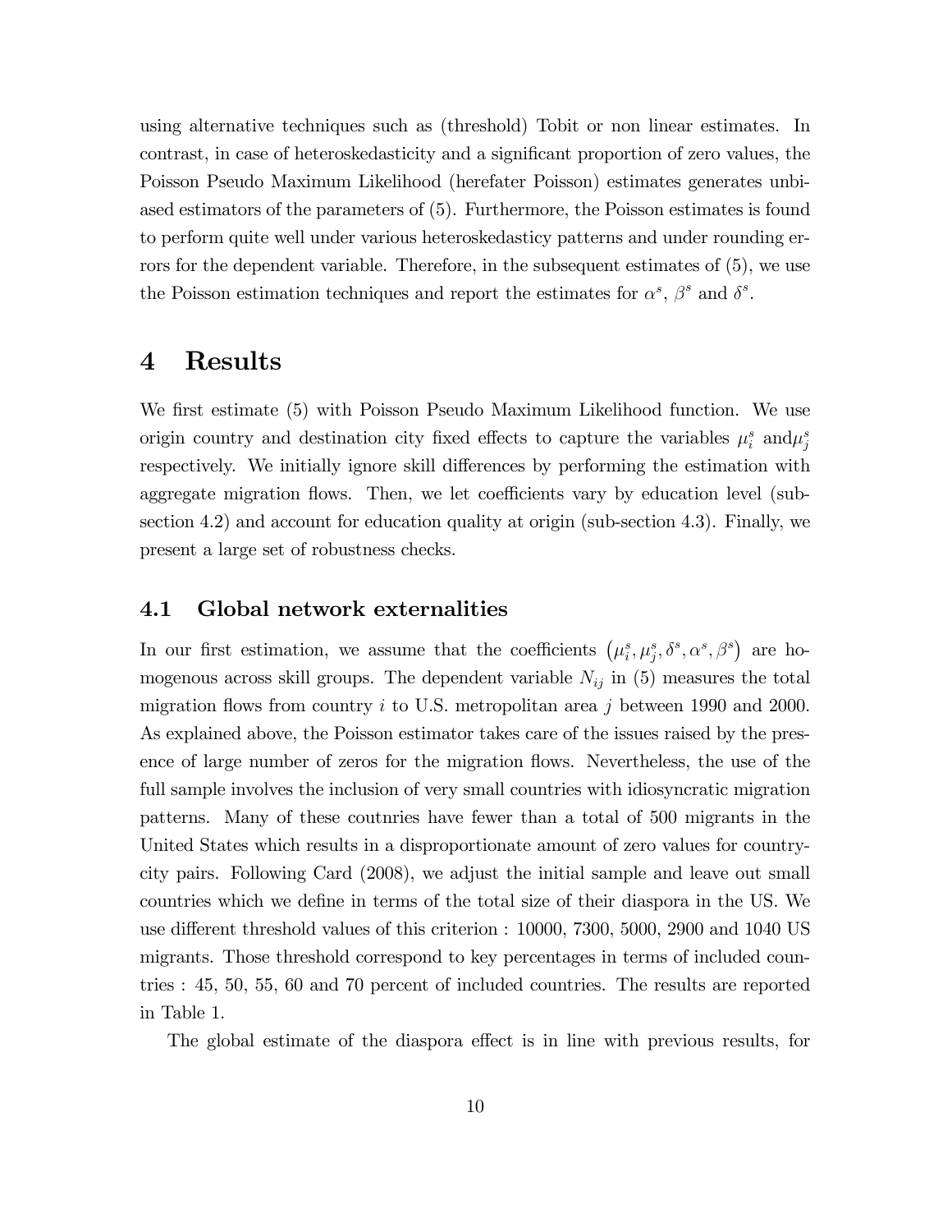using alternative techniques such as (threshold) Tobit or non linear estimates. In contrast, in case of heteroskedasticity and a significant proportion of zero values, the Poisson Pseudo Maximum Likelihood (herefater Poisson) estimates generates unbiased estimators of the parameters of (5). Furthermore, the Poisson estimates is found to perform quite well under various heteroskedasticy patterns and under rounding errors for the dependent variable. Therefore, in the subsequent estimates of (5), we use the Poisson estimation techniques and report the estimates for $\alpha^s$, $\beta^s$ and $\delta^s$.

# 4 Results

We first estimate (5) with Poisson Pseudo Maximum Likelihood function. We use origin country and destination city fixed effects to capture the variables $\mu_i^s$ and$\mu_j^s$ respectively. We initially ignore skill differences by performing the estimation with aggregate migration flows. Then, we let coefficients vary by education level (subsection 4.2) and account for education quality at origin (sub-section 4.3). Finally, we present a large set of robustness checks.

## 4.1 Global network externalities

In our first estimation, we assume that the coefficients $\left(\mu_i^s, \mu_j^s, \delta^s, \alpha^s, \beta^s\right)$ are homogenous across skill groups. The dependent variable $N_{ij}$ in (5) measures the total migration flows from country $i$ to U.S. metropolitan area $j$ between 1990 and 2000. As explained above, the Poisson estimator takes care of the issues raised by the presence of large number of zeros for the migration flows. Nevertheless, the use of the full sample involves the inclusion of very small countries with idiosyncratic migration patterns. Many of these coutnries have fewer than a total of 500 migrants in the United States which results in a disproportionate amount of zero values for country-city pairs. Following Card (2008), we adjust the initial sample and leave out small countries which we define in terms of the total size of their diaspora in the US. We use different threshold values of this criterion : 10000, 7300, 5000, 2900 and 1040 US migrants. Those threshold correspond to key percentages in terms of included countries : 45, 50, 55, 60 and 70 percent of included countries. The results are reported in Table 1.

The global estimate of the diaspora effect is in line with previous results, for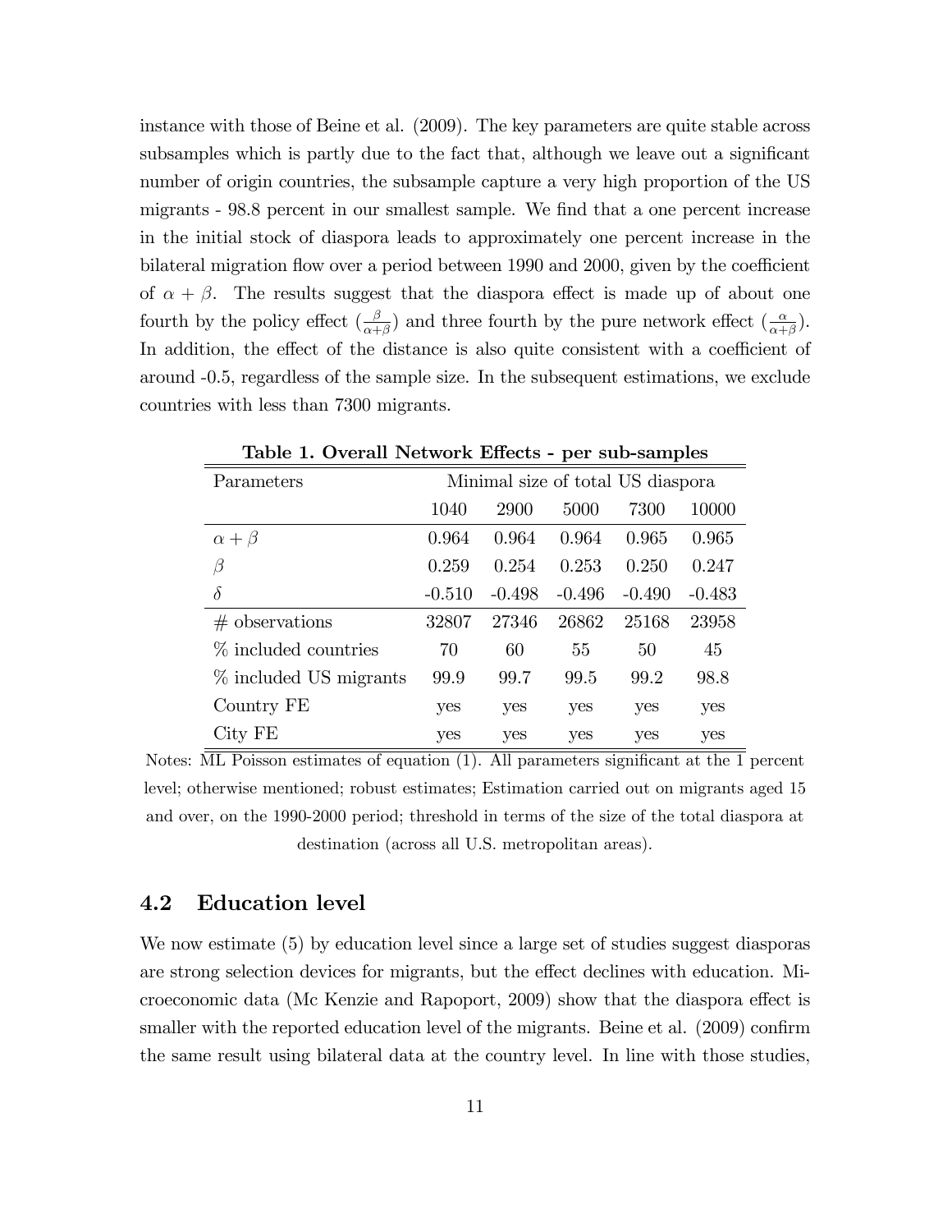instance with those of Beine et al. (2009). The key parameters are quite stable across subsamples which is partly due to the fact that, although we leave out a significant number of origin countries, the subsample capture a very high proportion of the US migrants - 98.8 percent in our smallest sample. We find that a one percent increase in the initial stock of diaspora leads to approximately one percent increase in the bilateral migration flow over a period between 1990 and 2000, given by the coefficient of $\alpha + \beta$. The results suggest that the diaspora effect is made up of about one fourth by the policy effect ($\frac{\beta}{\alpha+\beta}$) and three fourth by the pure network effect ($\frac{\alpha}{\alpha+\beta}$). In addition, the effect of the distance is also quite consistent with a coefficient of around -0.5, regardless of the sample size. In the subsequent estimations, we exclude countries with less than 7300 migrants.

**Table 1. Overall Network Effects - per sub-samples**

| Parameters | Minimal size of total US diaspora | | | | |
|---|---|---|---|---|---|
| | 1040 | 2900 | 5000 | 7300 | 10000 |
| $\alpha + \beta$ | 0.964 | 0.964 | 0.964 | 0.965 | 0.965 |
| $\beta$ | 0.259 | 0.254 | 0.253 | 0.250 | 0.247 |
| $\delta$ | -0.510 | -0.498 | -0.496 | -0.490 | -0.483 |
| # observations | 32807 | 27346 | 26862 | 25168 | 23958 |
| % included countries | 70 | 60 | 55 | 50 | 45 |
| % included US migrants | 99.9 | 99.7 | 99.5 | 99.2 | 98.8 |
| Country FE | yes | yes | yes | yes | yes |
| City FE | yes | yes | yes | yes | yes |

Notes: ML Poisson estimates of equation (1). All parameters significant at the 1 percent level; otherwise mentioned; robust estimates; Estimation carried out on migrants aged 15 and over, on the 1990-2000 period; threshold in terms of the size of the total diaspora at destination (across all U.S. metropolitan areas).

## 4.2 Education level

We now estimate (5) by education level since a large set of studies suggest diasporas are strong selection devices for migrants, but the effect declines with education. Microeconomic data (Mc Kenzie and Rapoport, 2009) show that the diaspora effect is smaller with the reported education level of the migrants. Beine et al. (2009) confirm the same result using bilateral data at the country level. In line with those studies,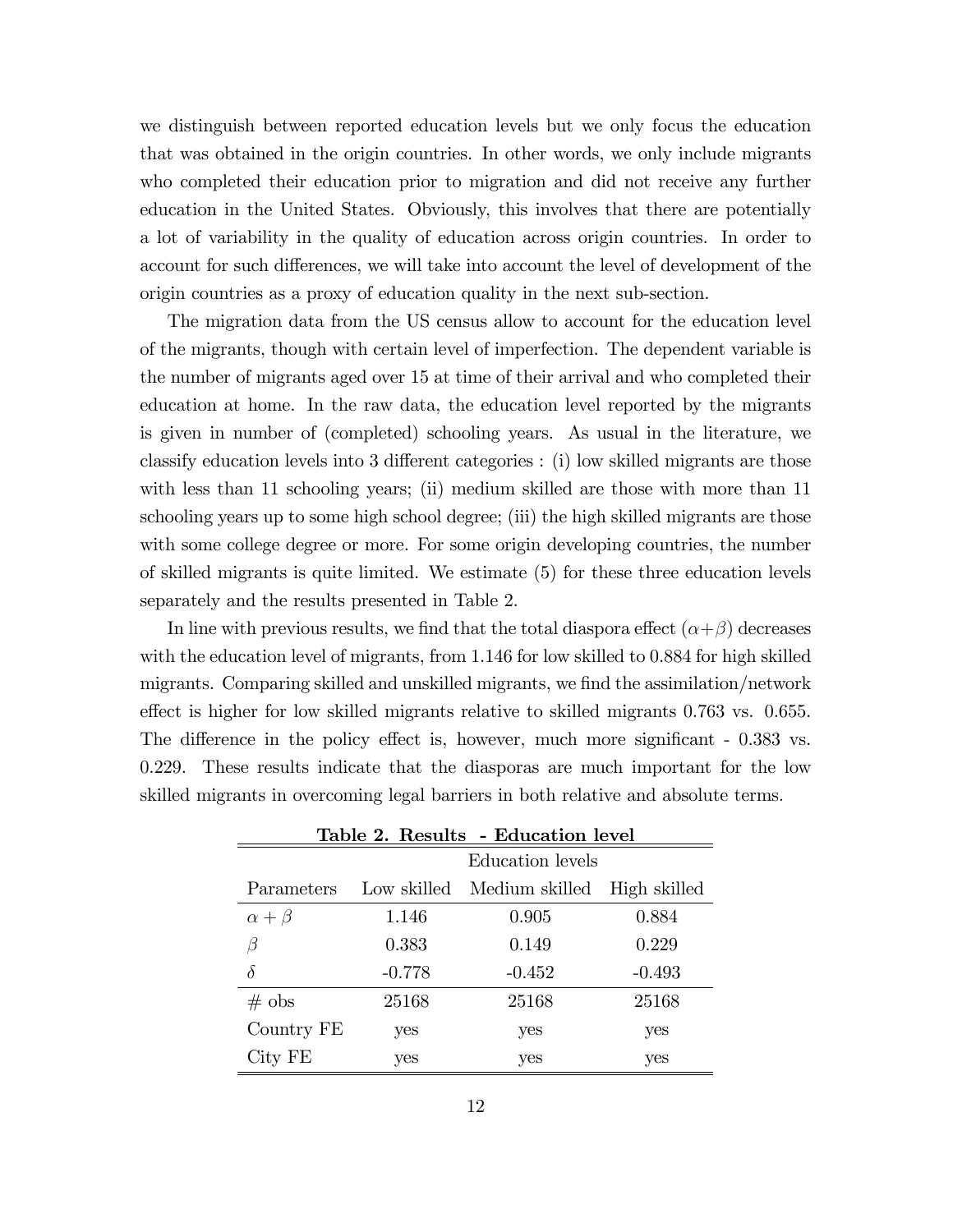we distinguish between reported education levels but we only focus the education that was obtained in the origin countries. In other words, we only include migrants who completed their education prior to migration and did not receive any further education in the United States. Obviously, this involves that there are potentially a lot of variability in the quality of education across origin countries. In order to account for such differences, we will take into account the level of development of the origin countries as a proxy of education quality in the next sub-section.

The migration data from the US census allow to account for the education level of the migrants, though with certain level of imperfection. The dependent variable is the number of migrants aged over 15 at time of their arrival and who completed their education at home. In the raw data, the education level reported by the migrants is given in number of (completed) schooling years. As usual in the literature, we classify education levels into 3 different categories : (i) low skilled migrants are those with less than 11 schooling years; (ii) medium skilled are those with more than 11 schooling years up to some high school degree; (iii) the high skilled migrants are those with some college degree or more. For some origin developing countries, the number of skilled migrants is quite limited. We estimate (5) for these three education levels separately and the results presented in Table 2.

In line with previous results, we find that the total diaspora effect ($\alpha+\beta$) decreases with the education level of migrants, from 1.146 for low skilled to 0.884 for high skilled migrants. Comparing skilled and unskilled migrants, we find the assimilation/network effect is higher for low skilled migrants relative to skilled migrants 0.763 vs. 0.655. The difference in the policy effect is, however, much more significant - 0.383 vs. 0.229. These results indicate that the diasporas are much important for the low skilled migrants in overcoming legal barriers in both relative and absolute terms.

**Table 2. Results - Education level**

| | Education levels | | |
|---|---|---|---|
| Parameters | Low skilled | Medium skilled | High skilled |
| $\alpha+\beta$ | 1.146 | 0.905 | 0.884 |
| $\beta$ | 0.383 | 0.149 | 0.229 |
| $\delta$ | -0.778 | -0.452 | -0.493 |
| # obs | 25168 | 25168 | 25168 |
| Country FE | yes | yes | yes |
| City FE | yes | yes | yes |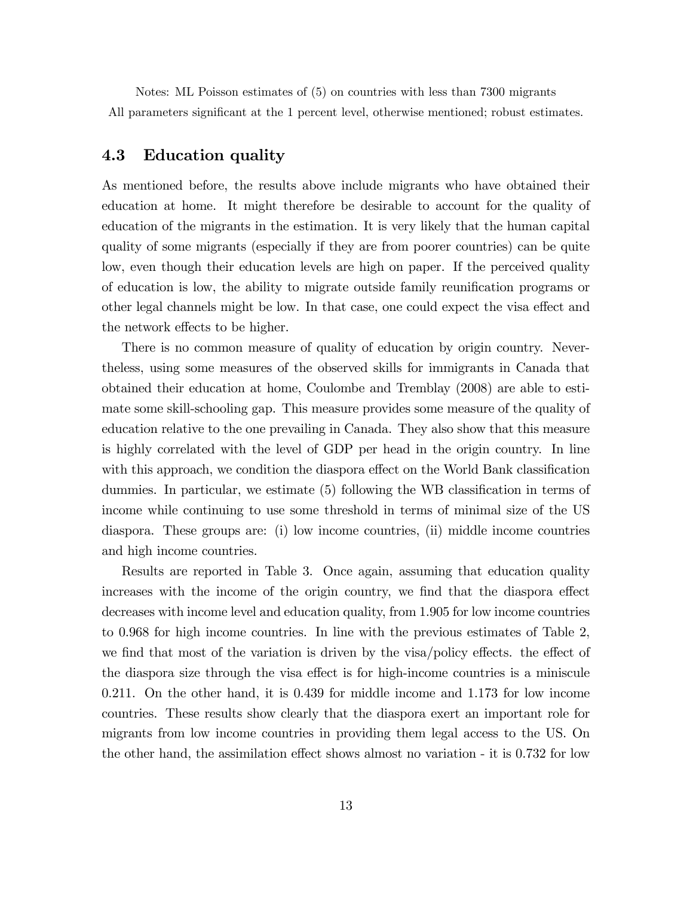Notes: ML Poisson estimates of (5) on countries with less than 7300 migrants
All parameters significant at the 1 percent level, otherwise mentioned; robust estimates.

### 4.3 Education quality

As mentioned before, the results above include migrants who have obtained their education at home. It might therefore be desirable to account for the quality of education of the migrants in the estimation. It is very likely that the human capital quality of some migrants (especially if they are from poorer countries) can be quite low, even though their education levels are high on paper. If the perceived quality of education is low, the ability to migrate outside family reunification programs or other legal channels might be low. In that case, one could expect the visa effect and the network effects to be higher.

There is no common measure of quality of education by origin country. Nevertheless, using some measures of the observed skills for immigrants in Canada that obtained their education at home, Coulombe and Tremblay (2008) are able to estimate some skill-schooling gap. This measure provides some measure of the quality of education relative to the one prevailing in Canada. They also show that this measure is highly correlated with the level of GDP per head in the origin country. In line with this approach, we condition the diaspora effect on the World Bank classification dummies. In particular, we estimate (5) following the WB classification in terms of income while continuing to use some threshold in terms of minimal size of the US diaspora. These groups are: (i) low income countries, (ii) middle income countries and high income countries.

Results are reported in Table 3. Once again, assuming that education quality increases with the income of the origin country, we find that the diaspora effect decreases with income level and education quality, from 1.905 for low income countries to 0.968 for high income countries. In line with the previous estimates of Table 2, we find that most of the variation is driven by the visa/policy effects. the effect of the diaspora size through the visa effect is for high-income countries is a miniscule 0.211. On the other hand, it is 0.439 for middle income and 1.173 for low income countries. These results show clearly that the diaspora exert an important role for migrants from low income countries in providing them legal access to the US. On the other hand, the assimilation effect shows almost no variation - it is 0.732 for low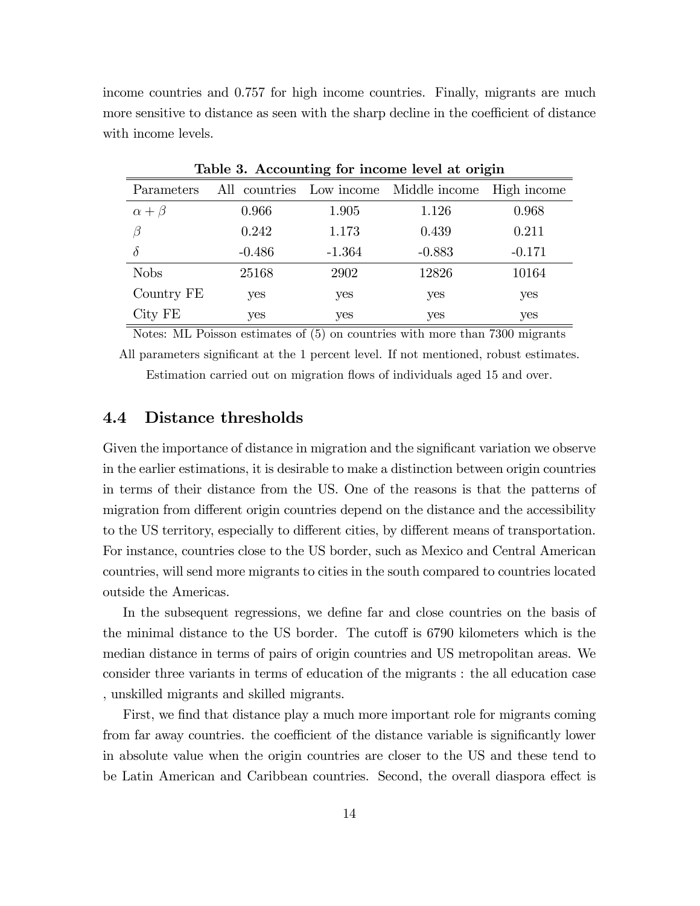income countries and 0.757 for high income countries. Finally, migrants are much more sensitive to distance as seen with the sharp decline in the coefficient of distance with income levels.

**Table 3. Accounting for income level at origin**

| Parameters | All countries | Low income | Middle income | High income |
|---|---|---|---|---|
| $\alpha + \beta$ | 0.966 | 1.905 | 1.126 | 0.968 |
| $\beta$ | 0.242 | 1.173 | 0.439 | 0.211 |
| $\delta$ | -0.486 | -1.364 | -0.883 | -0.171 |
| Nobs | 25168 | 2902 | 12826 | 10164 |
| Country FE | yes | yes | yes | yes |
| City FE | yes | yes | yes | yes |

Notes: ML Poisson estimates of (5) on countries with more than 7300 migrants
All parameters significant at the 1 percent level. If not mentioned, robust estimates.
Estimation carried out on migration flows of individuals aged 15 and over.

## 4.4 Distance thresholds

Given the importance of distance in migration and the significant variation we observe in the earlier estimations, it is desirable to make a distinction between origin countries in terms of their distance from the US. One of the reasons is that the patterns of migration from different origin countries depend on the distance and the accessibility to the US territory, especially to different cities, by different means of transportation. For instance, countries close to the US border, such as Mexico and Central American countries, will send more migrants to cities in the south compared to countries located outside the Americas.

In the subsequent regressions, we define far and close countries on the basis of the minimal distance to the US border. The cutoff is 6790 kilometers which is the median distance in terms of pairs of origin countries and US metropolitan areas. We consider three variants in terms of education of the migrants : the all education case , unskilled migrants and skilled migrants.

First, we find that distance play a much more important role for migrants coming from far away countries. the coefficient of the distance variable is significantly lower in absolute value when the origin countries are closer to the US and these tend to be Latin American and Caribbean countries. Second, the overall diaspora effect is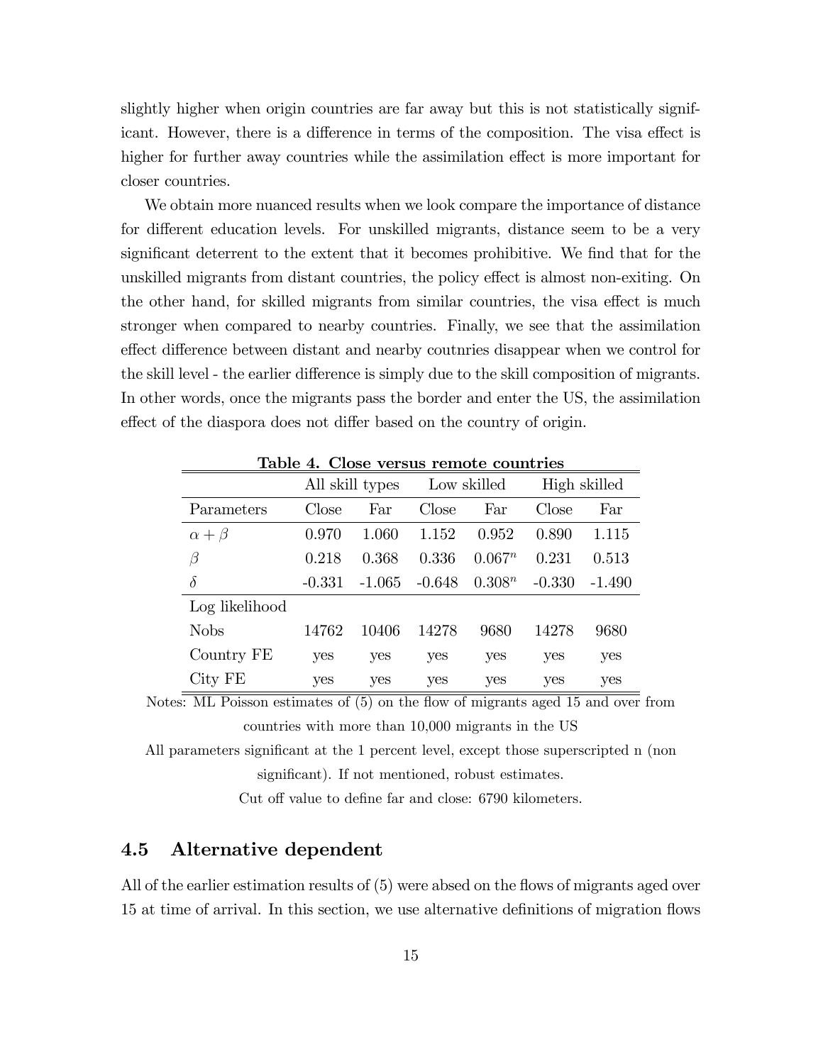slightly higher when origin countries are far away but this is not statistically significant. However, there is a difference in terms of the composition. The visa effect is higher for further away countries while the assimilation effect is more important for closer countries.

We obtain more nuanced results when we look compare the importance of distance for different education levels. For unskilled migrants, distance seem to be a very significant deterrent to the extent that it becomes prohibitive. We find that for the unskilled migrants from distant countries, the policy effect is almost non-exiting. On the other hand, for skilled migrants from similar countries, the visa effect is much stronger when compared to nearby countries. Finally, we see that the assimilation effect difference between distant and nearby coutnries disappear when we control for the skill level - the earlier difference is simply due to the skill composition of migrants. In other words, once the migrants pass the border and enter the US, the assimilation effect of the diaspora does not differ based on the country of origin.

**Table 4. Close versus remote countries**

| | All skill types | | Low skilled | | High skilled | |
|---|---|---|---|---|---|---|
| Parameters | Close | Far | Close | Far | Close | Far |
| $\alpha + \beta$ | 0.970 | 1.060 | 1.152 | 0.952 | 0.890 | 1.115 |
| $\beta$ | 0.218 | 0.368 | 0.336 | $0.067^n$ | 0.231 | 0.513 |
| $\delta$ | -0.331 | -1.065 | -0.648 | $0.308^n$ | -0.330 | -1.490 |
| Log likelihood | | | | | | |
| Nobs | 14762 | 10406 | 14278 | 9680 | 14278 | 9680 |
| Country FE | yes | yes | yes | yes | yes | yes |
| City FE | yes | yes | yes | yes | yes | yes |

Notes: ML Poisson estimates of (5) on the flow of migrants aged 15 and over from countries with more than 10,000 migrants in the US

All parameters significant at the 1 percent level, except those superscripted n (non significant). If not mentioned, robust estimates.

Cut off value to define far and close: 6790 kilometers.

### 4.5 Alternative dependent

All of the earlier estimation results of (5) were absed on the flows of migrants aged over 15 at time of arrival. In this section, we use alternative definitions of migration flows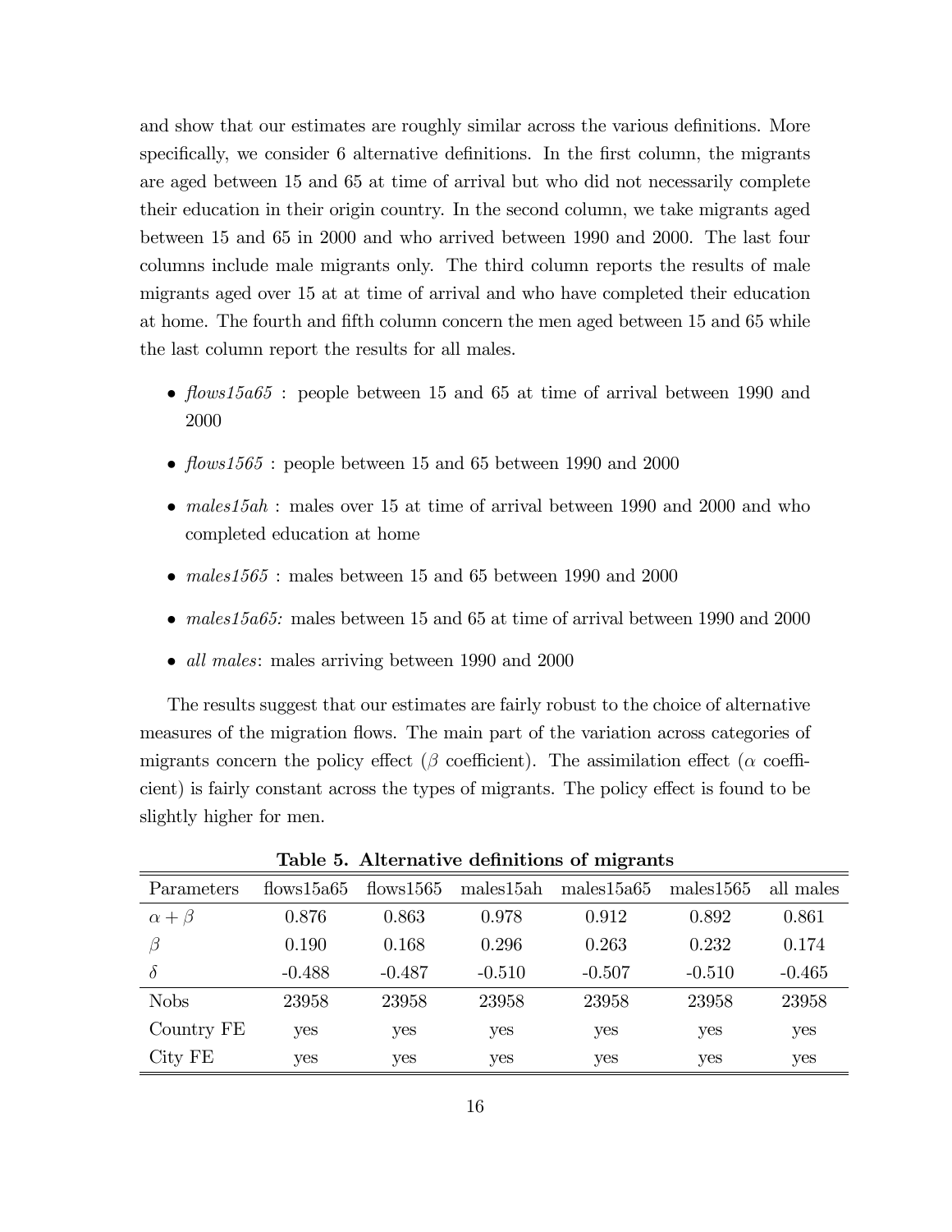and show that our estimates are roughly similar across the various definitions. More specifically, we consider 6 alternative definitions. In the first column, the migrants are aged between 15 and 65 at time of arrival but who did not necessarily complete their education in their origin country. In the second column, we take migrants aged between 15 and 65 in 2000 and who arrived between 1990 and 2000. The last four columns include male migrants only. The third column reports the results of male migrants aged over 15 at at time of arrival and who have completed their education at home. The fourth and fifth column concern the men aged between 15 and 65 while the last column report the results for all males.

- *flows15a65* : people between 15 and 65 at time of arrival between 1990 and 2000
- *flows1565* : people between 15 and 65 between 1990 and 2000
- *males15ah* : males over 15 at time of arrival between 1990 and 2000 and who completed education at home
- *males1565* : males between 15 and 65 between 1990 and 2000
- *males15a65:* males between 15 and 65 at time of arrival between 1990 and 2000
- *all males*: males arriving between 1990 and 2000

The results suggest that our estimates are fairly robust to the choice of alternative measures of the migration flows. The main part of the variation across categories of migrants concern the policy effect ($\beta$ coefficient). The assimilation effect ($\alpha$ coefficient) is fairly constant across the types of migrants. The policy effect is found to be slightly higher for men.

**Table 5. Alternative definitions of migrants**

| Parameters | flows15a65 | flows1565 | males15ah | males15a65 | males1565 | all males |
|---|---|---|---|---|---|---|
| $\alpha + \beta$ | 0.876 | 0.863 | 0.978 | 0.912 | 0.892 | 0.861 |
| $\beta$ | 0.190 | 0.168 | 0.296 | 0.263 | 0.232 | 0.174 |
| $\delta$ | -0.488 | -0.487 | -0.510 | -0.507 | -0.510 | -0.465 |
| Nobs | 23958 | 23958 | 23958 | 23958 | 23958 | 23958 |
| Country FE | yes | yes | yes | yes | yes | yes |
| City FE | yes | yes | yes | yes | yes | yes |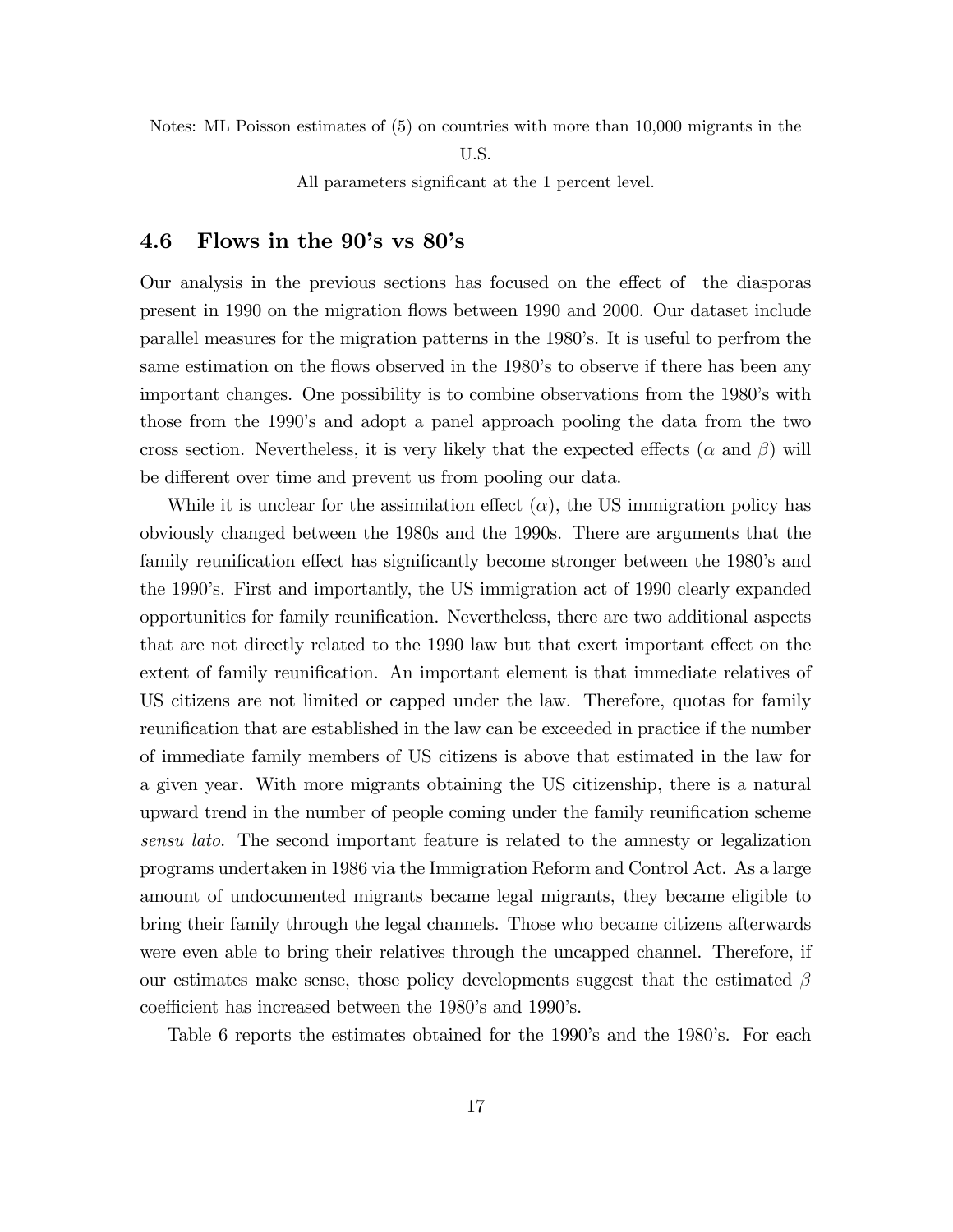Notes: ML Poisson estimates of (5) on countries with more than 10,000 migrants in the U.S.

All parameters significant at the 1 percent level.

## 4.6 Flows in the 90's vs 80's

Our analysis in the previous sections has focused on the effect of the diasporas present in 1990 on the migration flows between 1990 and 2000. Our dataset include parallel measures for the migration patterns in the 1980's. It is useful to perfrom the same estimation on the flows observed in the 1980's to observe if there has been any important changes. One possibility is to combine observations from the 1980's with those from the 1990's and adopt a panel approach pooling the data from the two cross section. Nevertheless, it is very likely that the expected effects ($\alpha$ and $\beta$) will be different over time and prevent us from pooling our data.

While it is unclear for the assimilation effect ($\alpha$), the US immigration policy has obviously changed between the 1980s and the 1990s. There are arguments that the family reunification effect has significantly become stronger between the 1980's and the 1990's. First and importantly, the US immigration act of 1990 clearly expanded opportunities for family reunification. Nevertheless, there are two additional aspects that are not directly related to the 1990 law but that exert important effect on the extent of family reunification. An important element is that immediate relatives of US citizens are not limited or capped under the law. Therefore, quotas for family reunification that are established in the law can be exceeded in practice if the number of immediate family members of US citizens is above that estimated in the law for a given year. With more migrants obtaining the US citizenship, there is a natural upward trend in the number of people coming under the family reunification scheme *sensu lato*. The second important feature is related to the amnesty or legalization programs undertaken in 1986 via the Immigration Reform and Control Act. As a large amount of undocumented migrants became legal migrants, they became eligible to bring their family through the legal channels. Those who became citizens afterwards were even able to bring their relatives through the uncapped channel. Therefore, if our estimates make sense, those policy developments suggest that the estimated $\beta$ coefficient has increased between the 1980's and 1990's.

Table 6 reports the estimates obtained for the 1990's and the 1980's. For each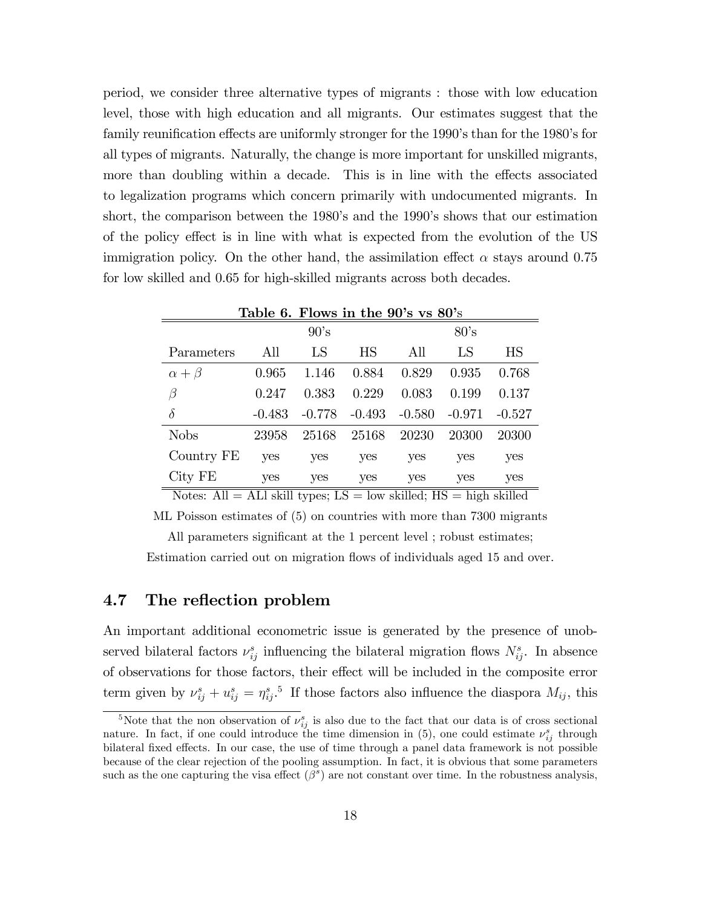period, we consider three alternative types of migrants : those with low education level, those with high education and all migrants. Our estimates suggest that the family reunification effects are uniformly stronger for the 1990's than for the 1980's for all types of migrants. Naturally, the change is more important for unskilled migrants, more than doubling within a decade. This is in line with the effects associated to legalization programs which concern primarily with undocumented migrants. In short, the comparison between the 1980's and the 1990's shows that our estimation of the policy effect is in line with what is expected from the evolution of the US immigration policy. On the other hand, the assimilation effect $\alpha$ stays around 0.75 for low skilled and 0.65 for high-skilled migrants across both decades.

**Table 6. Flows in the 90's vs 80's**

| | 90's | | | 80's | | |
|---|---|---|---|---|---|---|
| Parameters | All | LS | HS | All | LS | HS |
| $\alpha + \beta$ | 0.965 | 1.146 | 0.884 | 0.829 | 0.935 | 0.768 |
| $\beta$ | 0.247 | 0.383 | 0.229 | 0.083 | 0.199 | 0.137 |
| $\delta$ | -0.483 | -0.778 | -0.493 | -0.580 | -0.971 | -0.527 |
| Nobs | 23958 | 25168 | 25168 | 20230 | 20300 | 20300 |
| Country FE | yes | yes | yes | yes | yes | yes |
| City FE | yes | yes | yes | yes | yes | yes |

Notes: All = ALl skill types; LS = low skilled; HS = high skilled

ML Poisson estimates of (5) on countries with more than 7300 migrants

All parameters significant at the 1 percent level ; robust estimates;

Estimation carried out on migration flows of individuals aged 15 and over.

## 4.7 The reflection problem

An important additional econometric issue is generated by the presence of unobserved bilateral factors $\nu_{ij}^s$ influencing the bilateral migration flows $N_{ij}^s$. In absence of observations for those factors, their effect will be included in the composite error term given by $\nu_{ij}^s + u_{ij}^s = \eta_{ij}^s$.[5] If those factors also influence the diaspora $M_{ij}$, this

[5] Note that the non observation of $\nu_{ij}^s$ is also due to the fact that our data is of cross sectional nature. In fact, if one could introduce the time dimension in (5), one could estimate $\nu_{ij}^s$ through bilateral fixed effects. In our case, the use of time through a panel data framework is not possible because of the clear rejection of the pooling assumption. In fact, it is obvious that some parameters such as the one capturing the visa effect ($\beta^s$) are not constant over time. In the robustness analysis,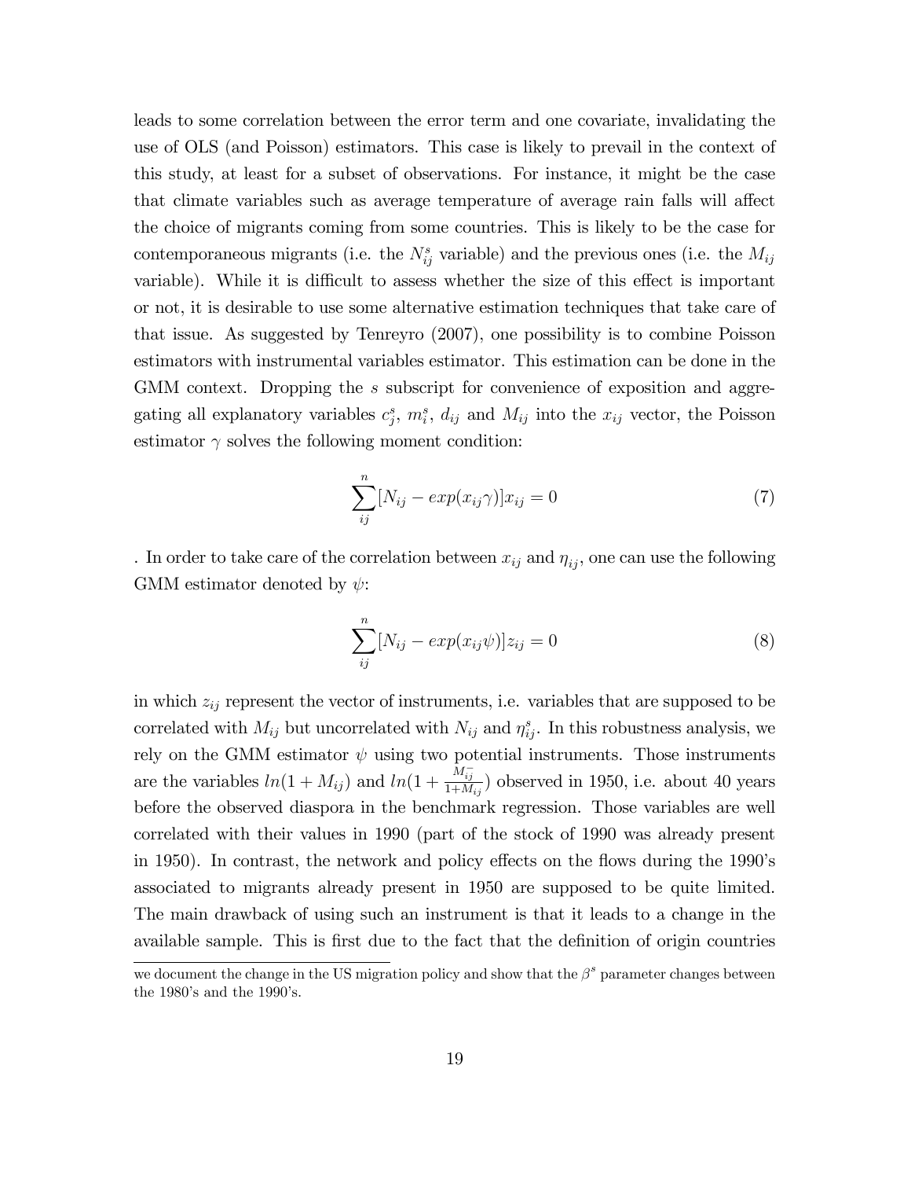leads to some correlation between the error term and one covariate, invalidating the use of OLS (and Poisson) estimators. This case is likely to prevail in the context of this study, at least for a subset of observations. For instance, it might be the case that climate variables such as average temperature of average rain falls will affect the choice of migrants coming from some countries. This is likely to be the case for contemporaneous migrants (i.e. the $N_{ij}^s$ variable) and the previous ones (i.e. the $M_{ij}$ variable). While it is difficult to assess whether the size of this effect is important or not, it is desirable to use some alternative estimation techniques that take care of that issue. As suggested by Tenreyro (2007), one possibility is to combine Poisson estimators with instrumental variables estimator. This estimation can be done in the GMM context. Dropping the $s$ subscript for convenience of exposition and aggregating all explanatory variables $c_j^s$, $m_i^s$, $d_{ij}$ and $M_{ij}$ into the $x_{ij}$ vector, the Poisson estimator $\gamma$ solves the following moment condition:

$$\sum_{ij}^{n}[N_{ij} - exp(x_{ij}\gamma)]x_{ij} = 0 \tag{7}$$

. In order to take care of the correlation between $x_{ij}$ and $\eta_{ij}$, one can use the following GMM estimator denoted by $\psi$:

$$\sum_{ij}^{n}[N_{ij} - exp(x_{ij}\psi)]z_{ij} = 0 \tag{8}$$

in which $z_{ij}$ represent the vector of instruments, i.e. variables that are supposed to be correlated with $M_{ij}$ but uncorrelated with $N_{ij}$ and $\eta_{ij}^s$. In this robustness analysis, we rely on the GMM estimator $\psi$ using two potential instruments. Those instruments are the variables $ln(1 + M_{ij})$ and $ln(1 + \frac{M_{ij}^-}{1+M_{ij}})$ observed in 1950, i.e. about 40 years before the observed diaspora in the benchmark regression. Those variables are well correlated with their values in 1990 (part of the stock of 1990 was already present in 1950). In contrast, the network and policy effects on the flows during the 1990's associated to migrants already present in 1950 are supposed to be quite limited. The main drawback of using such an instrument is that it leads to a change in the available sample. This is first due to the fact that the definition of origin countries

we document the change in the US migration policy and show that the $\beta^s$ parameter changes between the 1980's and the 1990's.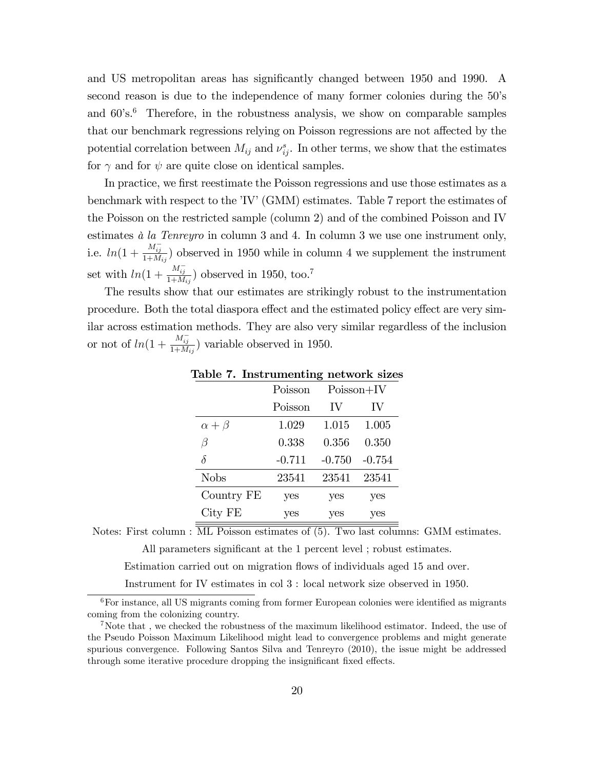and US metropolitan areas has significantly changed between 1950 and 1990. A second reason is due to the independence of many former colonies during the 50's and 60's.[6] Therefore, in the robustness analysis, we show on comparable samples that our benchmark regressions relying on Poisson regressions are not affected by the potential correlation between $M_{ij}$ and $\nu^s_{ij}$. In other terms, we show that the estimates for $\gamma$ and for $\psi$ are quite close on identical samples.

In practice, we first reestimate the Poisson regressions and use those estimates as a benchmark with respect to the 'IV' (GMM) estimates. Table 7 report the estimates of the Poisson on the restricted sample (column 2) and of the combined Poisson and IV estimates *à la Tenreyro* in column 3 and 4. In column 3 we use one instrument only, i.e. $ln(1 + \frac{M^-_{ij}}{1+M_{ij}})$ observed in 1950 while in column 4 we supplement the instrument set with $ln(1 + \frac{M^-_{ij}}{1+M_{ij}})$ observed in 1950, too.[7]

The results show that our estimates are strikingly robust to the instrumentation procedure. Both the total diaspora effect and the estimated policy effect are very similar across estimation methods. They are also very similar regardless of the inclusion or not of $ln(1 + \frac{M^-_{ij}}{1+M_{ij}})$ variable observed in 1950.

**Table 7. Instrumenting network sizes**

| | Poisson | Poisson+IV | |
|---|---|---|---|
| | Poisson | IV | IV |
| $\alpha + \beta$ | 1.029 | 1.015 | 1.005 |
| $\beta$ | 0.338 | 0.356 | 0.350 |
| $\delta$ | -0.711 | -0.750 | -0.754 |
| Nobs | 23541 | 23541 | 23541 |
| Country FE | yes | yes | yes |
| City FE | yes | yes | yes |

Notes: First column : ML Poisson estimates of (5). Two last columns: GMM estimates.

All parameters significant at the 1 percent level ; robust estimates.

Estimation carried out on migration flows of individuals aged 15 and over.

Instrument for IV estimates in col 3 : local network size observed in 1950.

[6] For instance, all US migrants coming from former European colonies were identified as migrants coming from the colonizing country.

[7] Note that , we checked the robustness of the maximum likelihood estimator. Indeed, the use of the Pseudo Poisson Maximum Likelihood might lead to convergence problems and might generate spurious convergence. Following Santos Silva and Tenreyro (2010), the issue might be addressed through some iterative procedure dropping the insignificant fixed effects.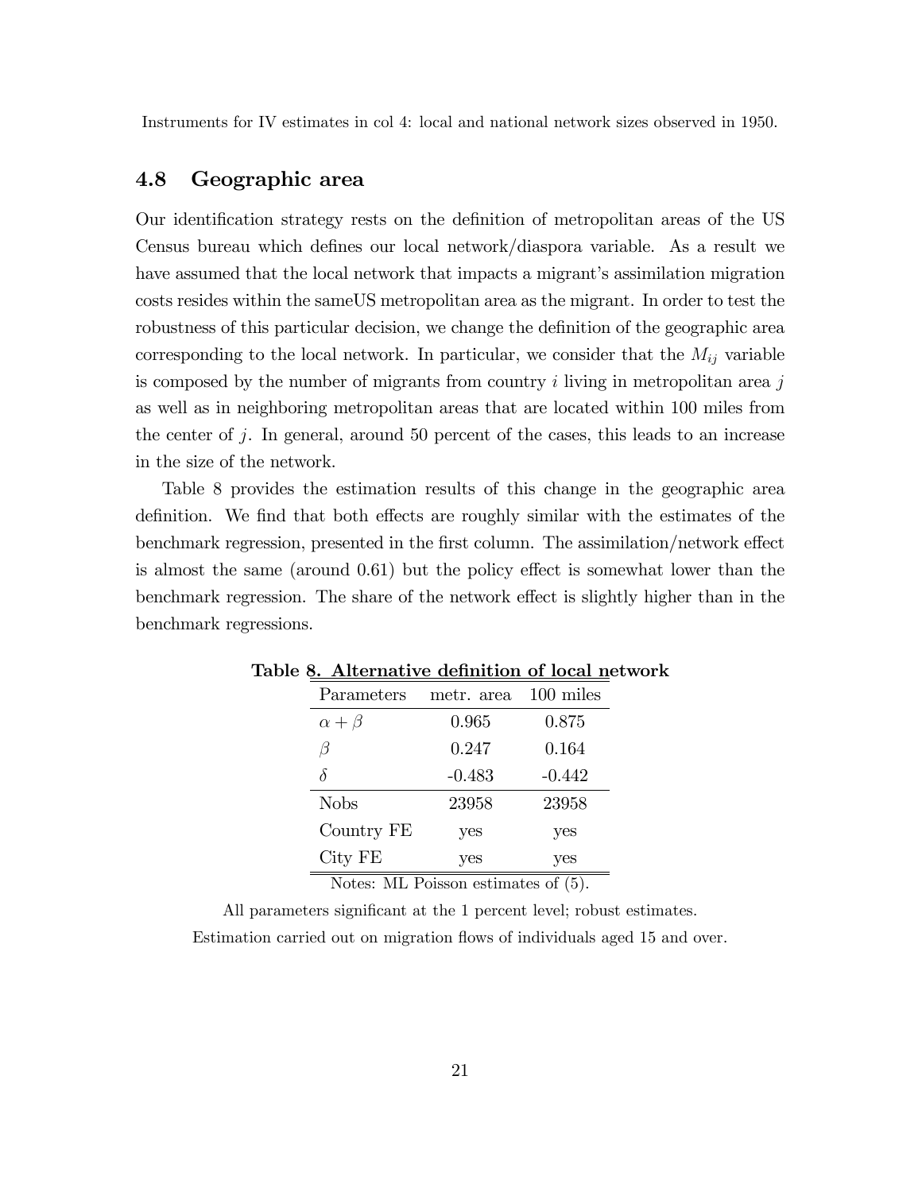Instruments for IV estimates in col 4: local and national network sizes observed in 1950.

## 4.8 Geographic area

Our identification strategy rests on the definition of metropolitan areas of the US Census bureau which defines our local network/diaspora variable. As a result we have assumed that the local network that impacts a migrant's assimilation migration costs resides within the sameUS metropolitan area as the migrant. In order to test the robustness of this particular decision, we change the definition of the geographic area corresponding to the local network. In particular, we consider that the $M_{ij}$ variable is composed by the number of migrants from country $i$ living in metropolitan area $j$ as well as in neighboring metropolitan areas that are located within 100 miles from the center of $j$. In general, around 50 percent of the cases, this leads to an increase in the size of the network.

Table 8 provides the estimation results of this change in the geographic area definition. We find that both effects are roughly similar with the estimates of the benchmark regression, presented in the first column. The assimilation/network effect is almost the same (around 0.61) but the policy effect is somewhat lower than the benchmark regression. The share of the network effect is slightly higher than in the benchmark regressions.

**Table 8. Alternative definition of local network**

| Parameters | metr. area | 100 miles |
|---|---|---|
| $\alpha + \beta$ | 0.965 | 0.875 |
| $\beta$ | 0.247 | 0.164 |
| $\delta$ | -0.483 | -0.442 |
| Nobs | 23958 | 23958 |
| Country FE | yes | yes |
| City FE | yes | yes |

Notes: ML Poisson estimates of (5).

All parameters significant at the 1 percent level; robust estimates.

Estimation carried out on migration flows of individuals aged 15 and over.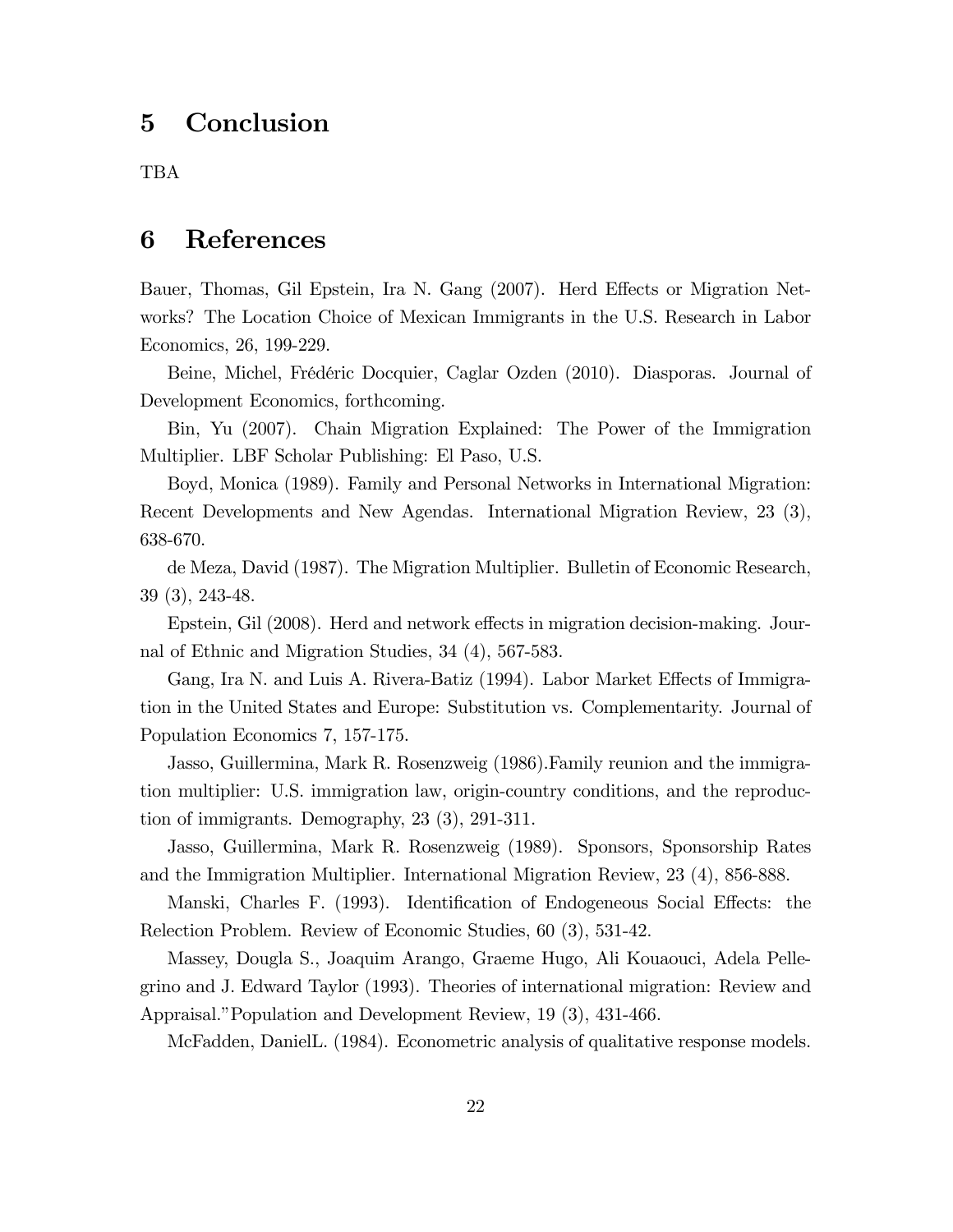# 5 Conclusion

TBA

# 6 References

Bauer, Thomas, Gil Epstein, Ira N. Gang (2007). Herd Effects or Migration Networks? The Location Choice of Mexican Immigrants in the U.S. Research in Labor Economics, 26, 199-229.

Beine, Michel, Frédéric Docquier, Caglar Ozden (2010). Diasporas. Journal of Development Economics, forthcoming.

Bin, Yu (2007). Chain Migration Explained: The Power of the Immigration Multiplier. LBF Scholar Publishing: El Paso, U.S.

Boyd, Monica (1989). Family and Personal Networks in International Migration: Recent Developments and New Agendas. International Migration Review, 23 (3), 638-670.

de Meza, David (1987). The Migration Multiplier. Bulletin of Economic Research, 39 (3), 243-48.

Epstein, Gil (2008). Herd and network effects in migration decision-making. Journal of Ethnic and Migration Studies, 34 (4), 567-583.

Gang, Ira N. and Luis A. Rivera-Batiz (1994). Labor Market Effects of Immigration in the United States and Europe: Substitution vs. Complementarity. Journal of Population Economics 7, 157-175.

Jasso, Guillermina, Mark R. Rosenzweig (1986).Family reunion and the immigration multiplier: U.S. immigration law, origin-country conditions, and the reproduction of immigrants. Demography, 23 (3), 291-311.

Jasso, Guillermina, Mark R. Rosenzweig (1989). Sponsors, Sponsorship Rates and the Immigration Multiplier. International Migration Review, 23 (4), 856-888.

Manski, Charles F. (1993). Identification of Endogeneous Social Effects: the Relection Problem. Review of Economic Studies, 60 (3), 531-42.

Massey, Dougla S., Joaquim Arango, Graeme Hugo, Ali Kouaouci, Adela Pellegrino and J. Edward Taylor (1993). Theories of international migration: Review and Appraisal."Population and Development Review, 19 (3), 431-466.

McFadden, DanielL. (1984). Econometric analysis of qualitative response models.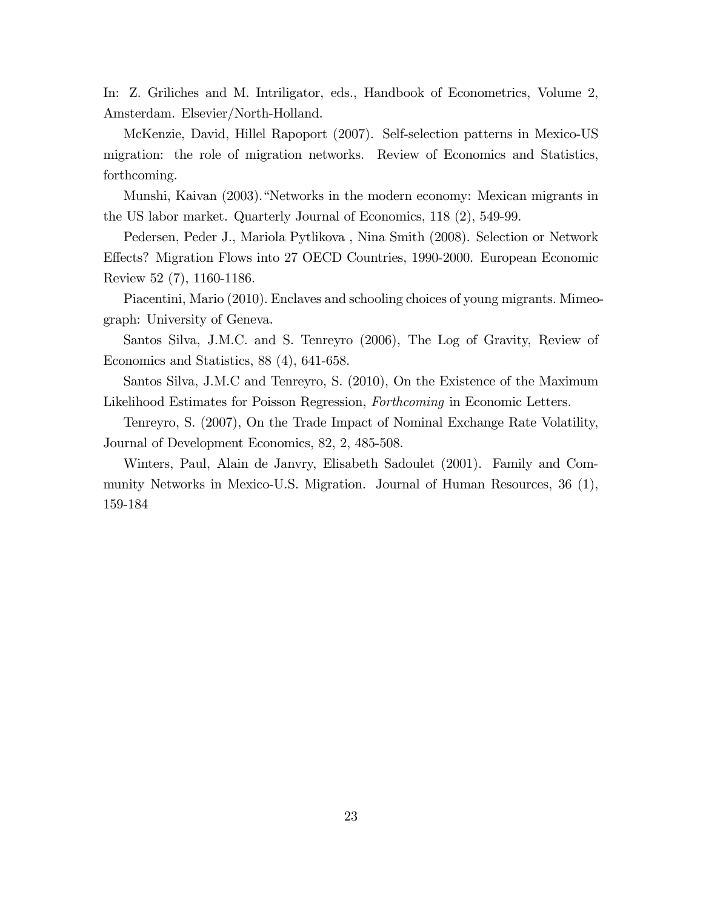In: Z. Griliches and M. Intriligator, eds., Handbook of Econometrics, Volume 2, Amsterdam. Elsevier/North-Holland.

McKenzie, David, Hillel Rapoport (2007). Self-selection patterns in Mexico-US migration: the role of migration networks. Review of Economics and Statistics, forthcoming.

Munshi, Kaivan (2003)."Networks in the modern economy: Mexican migrants in the US labor market. Quarterly Journal of Economics, 118 (2), 549-99.

Pedersen, Peder J., Mariola Pytlikova , Nina Smith (2008). Selection or Network Effects? Migration Flows into 27 OECD Countries, 1990-2000. European Economic Review 52 (7), 1160-1186.

Piacentini, Mario (2010). Enclaves and schooling choices of young migrants. Mimeograph: University of Geneva.

Santos Silva, J.M.C. and S. Tenreyro (2006), The Log of Gravity, Review of Economics and Statistics, 88 (4), 641-658.

Santos Silva, J.M.C and Tenreyro, S. (2010), On the Existence of the Maximum Likelihood Estimates for Poisson Regression, *Forthcoming* in Economic Letters.

Tenreyro, S. (2007), On the Trade Impact of Nominal Exchange Rate Volatility, Journal of Development Economics, 82, 2, 485-508.

Winters, Paul, Alain de Janvry, Elisabeth Sadoulet (2001). Family and Community Networks in Mexico-U.S. Migration. Journal of Human Resources, 36 (1), 159-184